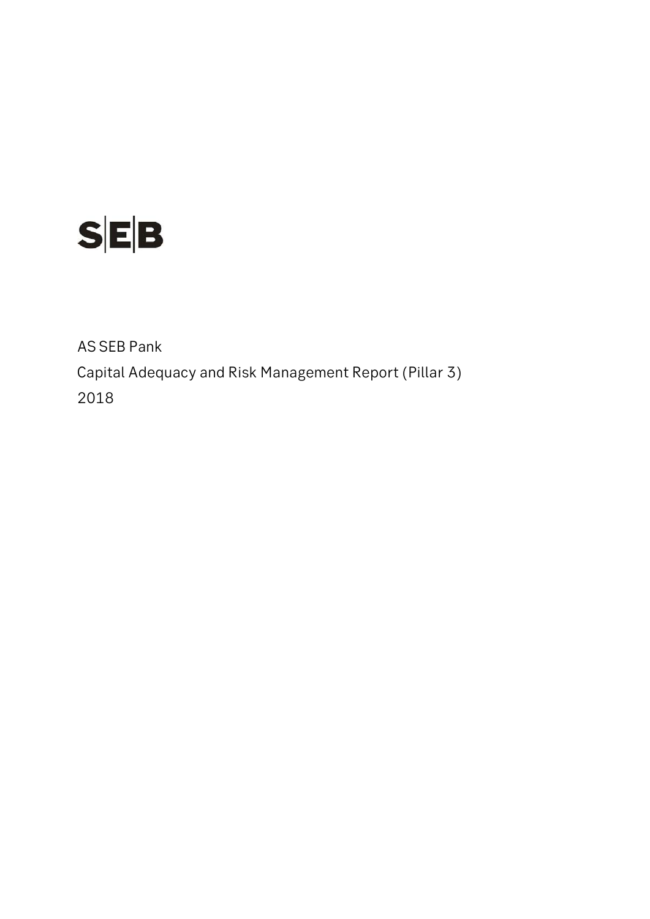SEB

AS SEB Pank

Capital Adequacy and Risk Management Report (Pillar 3)

2018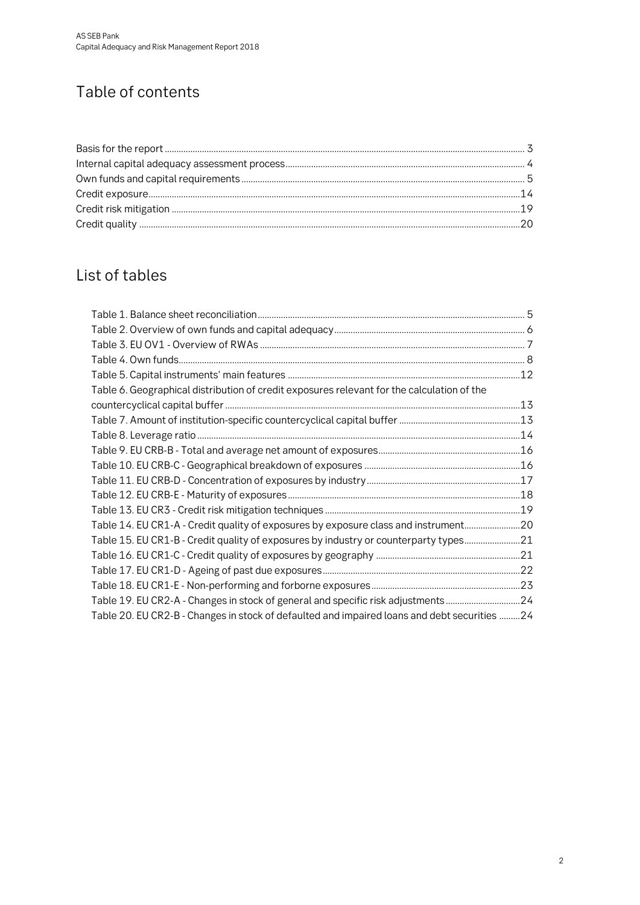## Table of contents

Basis for the report ........................................................................ 3
Internal capital adequacy assessment process ........................................................................ 4
Own funds and capital requirements ........................................................................ 5
Credit exposure ........................................................................ 14
Credit risk mitigation ........................................................................ 19
Credit quality ........................................................................ 20

## List of tables

Table 1. Balance sheet reconciliation ........................................................................ 5
Table 2. Overview of own funds and capital adequacy ........................................................................ 6
Table 3. EU OV1 - Overview of RWAs ........................................................................ 7
Table 4. Own funds ........................................................................ 8
Table 5. Capital instruments' main features ........................................................................ 12
Table 6. Geographical distribution of credit exposures relevant for the calculation of the countercyclical capital buffer ........................................................................ 13
Table 7. Amount of institution-specific countercyclical capital buffer ........................................................................ 13
Table 8. Leverage ratio ........................................................................ 14
Table 9. EU CRB-B - Total and average net amount of exposures ........................................................................ 16
Table 10. EU CRB-C - Geographical breakdown of exposures ........................................................................ 16
Table 11. EU CRB-D - Concentration of exposures by industry ........................................................................ 17
Table 12. EU CRB-E - Maturity of exposures ........................................................................ 18
Table 13. EU CR3 - Credit risk mitigation techniques ........................................................................ 19
Table 14. EU CR1-A - Credit quality of exposures by exposure class and instrument ........................................................................ 20
Table 15. EU CR1-B - Credit quality of exposures by industry or counterparty types ........................................................................ 21
Table 16. EU CR1-C - Credit quality of exposures by geography ........................................................................ 21
Table 17. EU CR1-D - Ageing of past due exposures ........................................................................ 22
Table 18. EU CR1-E - Non-performing and forborne exposures ........................................................................ 23
Table 19. EU CR2-A - Changes in stock of general and specific risk adjustments ........................................................................ 24
Table 20. EU CR2-B - Changes in stock of defaulted and impaired loans and debt securities ........................................................................ 24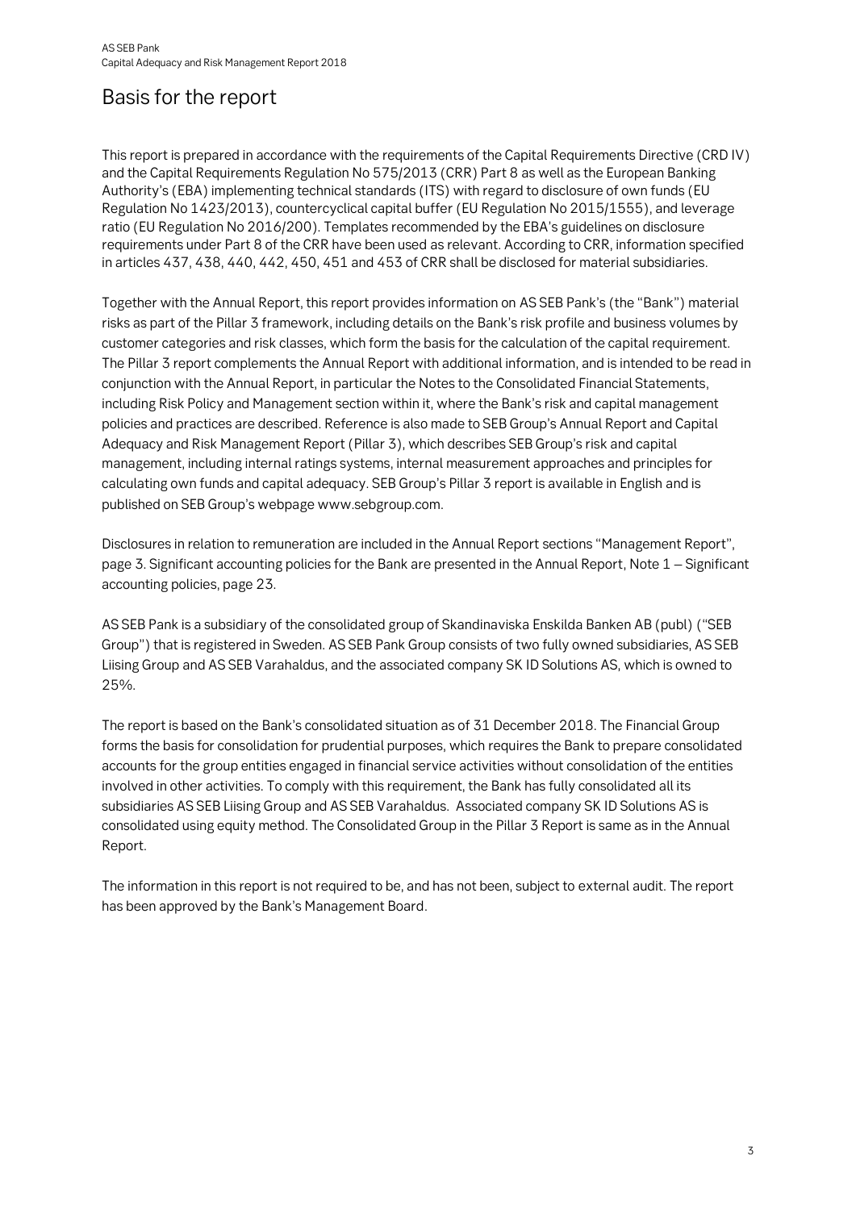# Basis for the report

This report is prepared in accordance with the requirements of the Capital Requirements Directive (CRD IV) and the Capital Requirements Regulation No 575/2013 (CRR) Part 8 as well as the European Banking Authority's (EBA) implementing technical standards (ITS) with regard to disclosure of own funds (EU Regulation No 1423/2013), countercyclical capital buffer (EU Regulation No 2015/1555), and leverage ratio (EU Regulation No 2016/200). Templates recommended by the EBA's guidelines on disclosure requirements under Part 8 of the CRR have been used as relevant. According to CRR, information specified in articles 437, 438, 440, 442, 450, 451 and 453 of CRR shall be disclosed for material subsidiaries.

Together with the Annual Report, this report provides information on AS SEB Pank's (the "Bank") material risks as part of the Pillar 3 framework, including details on the Bank's risk profile and business volumes by customer categories and risk classes, which form the basis for the calculation of the capital requirement. The Pillar 3 report complements the Annual Report with additional information, and is intended to be read in conjunction with the Annual Report, in particular the Notes to the Consolidated Financial Statements, including Risk Policy and Management section within it, where the Bank's risk and capital management policies and practices are described. Reference is also made to SEB Group's Annual Report and Capital Adequacy and Risk Management Report (Pillar 3), which describes SEB Group's risk and capital management, including internal ratings systems, internal measurement approaches and principles for calculating own funds and capital adequacy. SEB Group's Pillar 3 report is available in English and is published on SEB Group's webpage www.sebgroup.com.

Disclosures in relation to remuneration are included in the Annual Report sections "Management Report", page 3. Significant accounting policies for the Bank are presented in the Annual Report, Note 1 – Significant accounting policies, page 23.

AS SEB Pank is a subsidiary of the consolidated group of Skandinaviska Enskilda Banken AB (publ) ("SEB Group") that is registered in Sweden. AS SEB Pank Group consists of two fully owned subsidiaries, AS SEB Liising Group and AS SEB Varahaldus, and the associated company SK ID Solutions AS, which is owned to 25%.

The report is based on the Bank's consolidated situation as of 31 December 2018. The Financial Group forms the basis for consolidation for prudential purposes, which requires the Bank to prepare consolidated accounts for the group entities engaged in financial service activities without consolidation of the entities involved in other activities. To comply with this requirement, the Bank has fully consolidated all its subsidiaries AS SEB Liising Group and AS SEB Varahaldus. Associated company SK ID Solutions AS is consolidated using equity method. The Consolidated Group in the Pillar 3 Report is same as in the Annual Report.

The information in this report is not required to be, and has not been, subject to external audit. The report has been approved by the Bank's Management Board.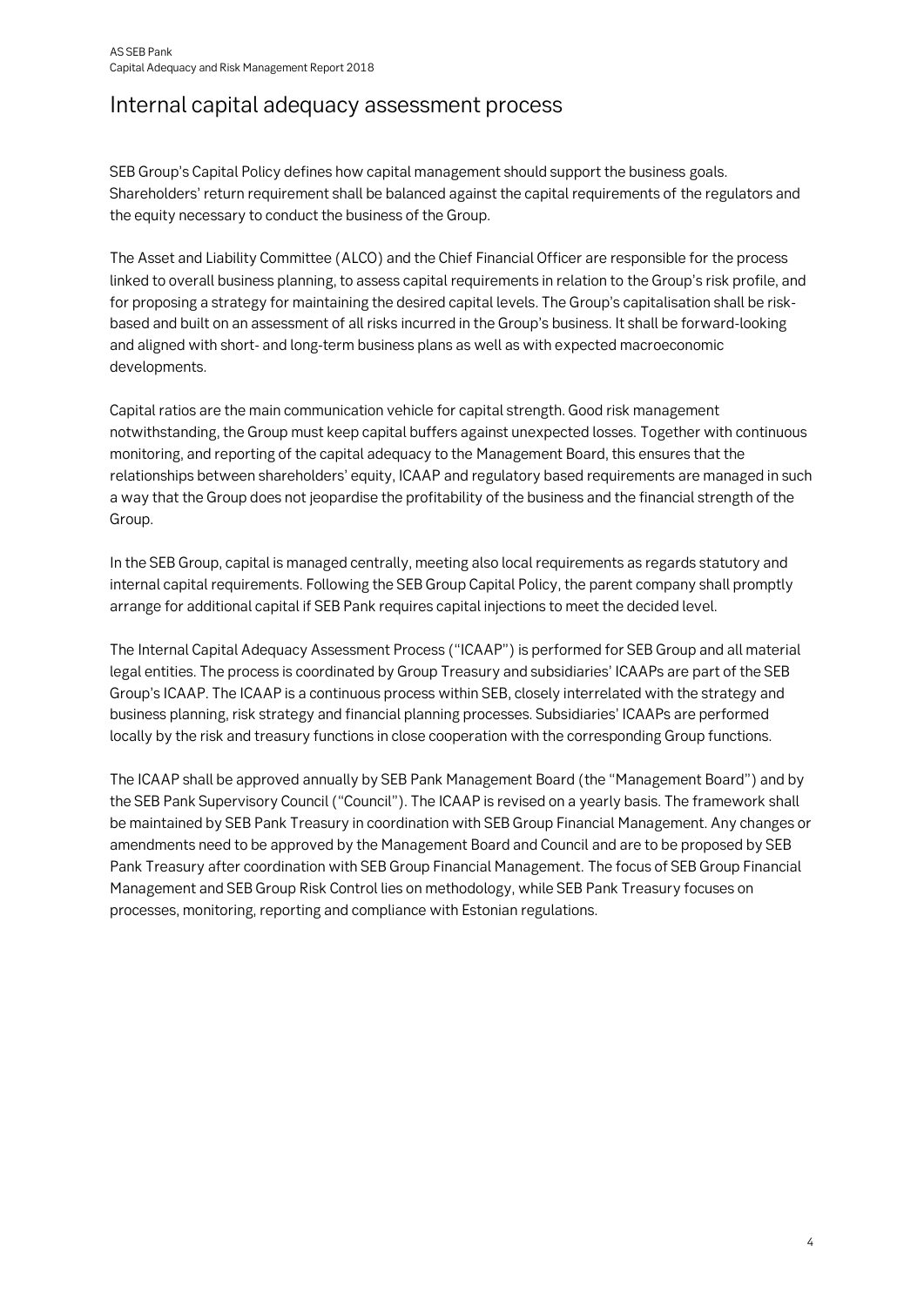# Internal capital adequacy assessment process

SEB Group's Capital Policy defines how capital management should support the business goals. Shareholders' return requirement shall be balanced against the capital requirements of the regulators and the equity necessary to conduct the business of the Group.

The Asset and Liability Committee (ALCO) and the Chief Financial Officer are responsible for the process linked to overall business planning, to assess capital requirements in relation to the Group's risk profile, and for proposing a strategy for maintaining the desired capital levels. The Group's capitalisation shall be risk-based and built on an assessment of all risks incurred in the Group's business. It shall be forward-looking and aligned with short- and long-term business plans as well as with expected macroeconomic developments.

Capital ratios are the main communication vehicle for capital strength. Good risk management notwithstanding, the Group must keep capital buffers against unexpected losses. Together with continuous monitoring, and reporting of the capital adequacy to the Management Board, this ensures that the relationships between shareholders' equity, ICAAP and regulatory based requirements are managed in such a way that the Group does not jeopardise the profitability of the business and the financial strength of the Group.

In the SEB Group, capital is managed centrally, meeting also local requirements as regards statutory and internal capital requirements. Following the SEB Group Capital Policy, the parent company shall promptly arrange for additional capital if SEB Pank requires capital injections to meet the decided level.

The Internal Capital Adequacy Assessment Process ("ICAAP") is performed for SEB Group and all material legal entities. The process is coordinated by Group Treasury and subsidiaries' ICAAPs are part of the SEB Group's ICAAP. The ICAAP is a continuous process within SEB, closely interrelated with the strategy and business planning, risk strategy and financial planning processes. Subsidiaries' ICAAPs are performed locally by the risk and treasury functions in close cooperation with the corresponding Group functions.

The ICAAP shall be approved annually by SEB Pank Management Board (the "Management Board") and by the SEB Pank Supervisory Council ("Council"). The ICAAP is revised on a yearly basis. The framework shall be maintained by SEB Pank Treasury in coordination with SEB Group Financial Management. Any changes or amendments need to be approved by the Management Board and Council and are to be proposed by SEB Pank Treasury after coordination with SEB Group Financial Management. The focus of SEB Group Financial Management and SEB Group Risk Control lies on methodology, while SEB Pank Treasury focuses on processes, monitoring, reporting and compliance with Estonian regulations.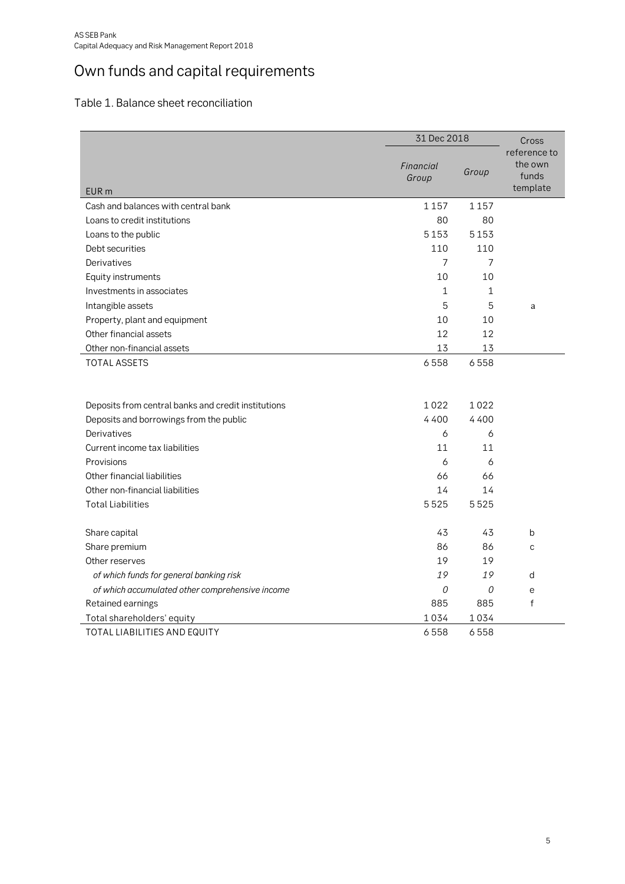# Own funds and capital requirements

## Table 1. Balance sheet reconciliation

| | 31 Dec 2018 | | Cross reference to the own funds template |
|---|---|---|---|
| EUR m | *Financial Group* | *Group* | |
| Cash and balances with central bank | 1 157 | 1 157 | |
| Loans to credit institutions | 80 | 80 | |
| Loans to the public | 5 153 | 5 153 | |
| Debt securities | 110 | 110 | |
| Derivatives | 7 | 7 | |
| Equity instruments | 10 | 10 | |
| Investments in associates | 1 | 1 | |
| Intangible assets | 5 | 5 | a |
| Property, plant and equipment | 10 | 10 | |
| Other financial assets | 12 | 12 | |
| Other non-financial assets | 13 | 13 | |
| TOTAL ASSETS | 6 558 | 6 558 | |
| | | | |
| Deposits from central banks and credit institutions | 1 022 | 1 022 | |
| Deposits and borrowings from the public | 4 400 | 4 400 | |
| Derivatives | 6 | 6 | |
| Current income tax liabilities | 11 | 11 | |
| Provisions | 6 | 6 | |
| Other financial liabilities | 66 | 66 | |
| Other non-financial liabilities | 14 | 14 | |
| Total Liabilities | 5 525 | 5 525 | |
| | | | |
| Share capital | 43 | 43 | b |
| Share premium | 86 | 86 | c |
| Other reserves | 19 | 19 | |
| *of which funds for general banking risk* | *19* | *19* | d |
| *of which accumulated other comprehensive income* | *0* | *0* | e |
| Retained earnings | 885 | 885 | f |
| Total shareholders' equity | 1 034 | 1 034 | |
| TOTAL LIABILITIES AND EQUITY | 6 558 | 6 558 | |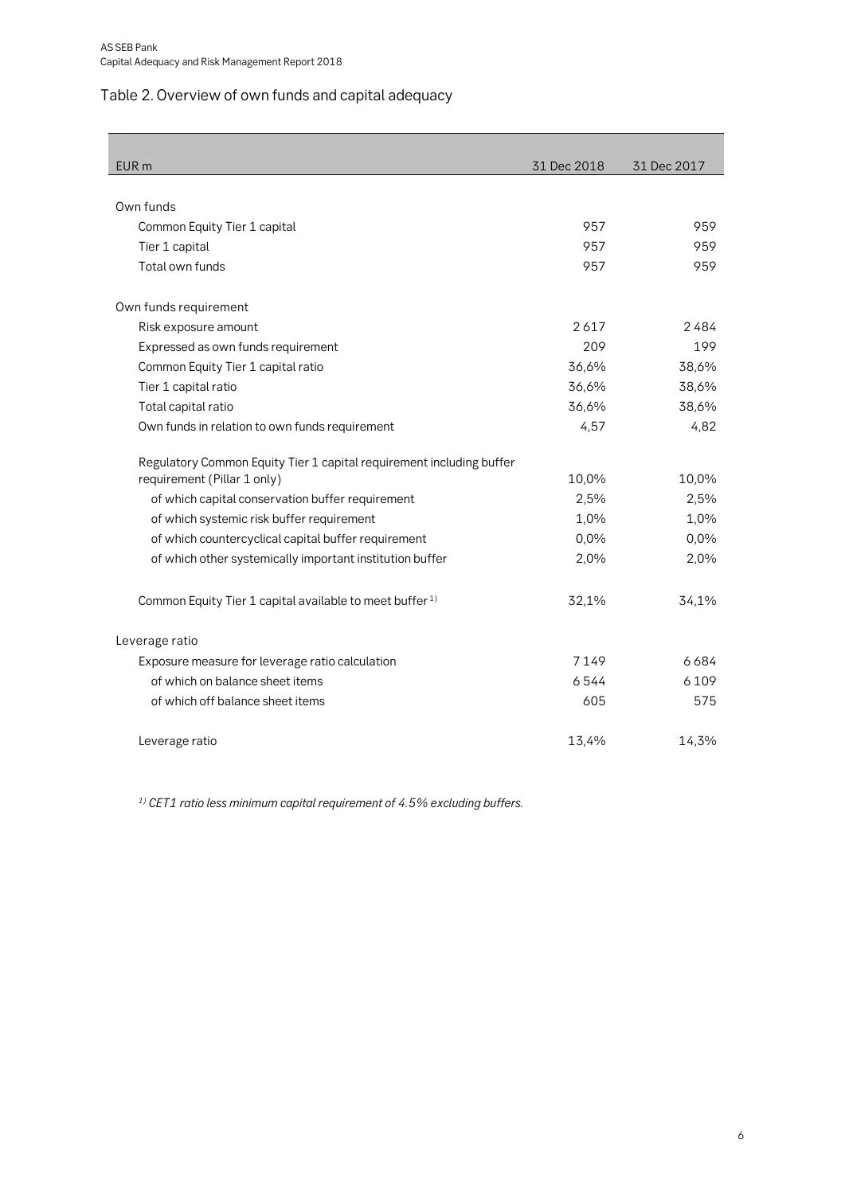## Table 2. Overview of own funds and capital adequacy

| EUR m | 31 Dec 2018 | 31 Dec 2017 |
|---|---|---|
| **Own funds** | | |
| Common Equity Tier 1 capital | 957 | 959 |
| Tier 1 capital | 957 | 959 |
| Total own funds | 957 | 959 |
| **Own funds requirement** | | |
| Risk exposure amount | 2617 | 2484 |
| Expressed as own funds requirement | 209 | 199 |
| Common Equity Tier 1 capital ratio | 36,6% | 38,6% |
| Tier 1 capital ratio | 36,6% | 38,6% |
| Total capital ratio | 36,6% | 38,6% |
| Own funds in relation to own funds requirement | 4,57 | 4,82 |
| Regulatory Common Equity Tier 1 capital requirement including buffer requirement (Pillar 1 only) | 10,0% | 10,0% |
| of which capital conservation buffer requirement | 2,5% | 2,5% |
| of which systemic risk buffer requirement | 1,0% | 1,0% |
| of which countercyclical capital buffer requirement | 0,0% | 0,0% |
| of which other systemically important institution buffer | 2,0% | 2,0% |
| Common Equity Tier 1 capital available to meet buffer [1] | 32,1% | 34,1% |
| **Leverage ratio** | | |
| Exposure measure for leverage ratio calculation | 7149 | 6684 |
| of which on balance sheet items | 6544 | 6109 |
| of which off balance sheet items | 605 | 575 |
| Leverage ratio | 13,4% | 14,3% |

*[1] CET1 ratio less minimum capital requirement of 4.5% excluding buffers.*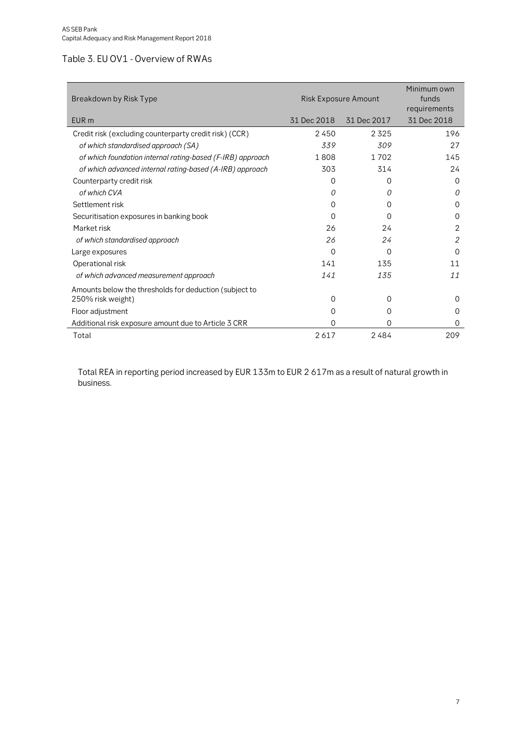## Table 3. EU OV1 - Overview of RWAs

| Breakdown by Risk Type | Risk Exposure Amount | | Minimum own funds requirements |
|---|---|---|---|
| EUR m | 31 Dec 2018 | 31 Dec 2017 | 31 Dec 2018 |
| Credit risk (excluding counterparty credit risk) (CCR) | 2 450 | 2 325 | 196 |
| *of which standardised approach (SA)* | *339* | *309* | 27 |
| *of which foundation internal rating-based (F-IRB) approach* | 1 808 | 1 702 | 145 |
| *of which advanced internal rating-based (A-IRB) approach* | 303 | 314 | 24 |
| Counterparty credit risk | 0 | 0 | 0 |
| *of which CVA* | *0* | *0* | *0* |
| Settlement risk | 0 | 0 | 0 |
| Securitisation exposures in banking book | 0 | 0 | 0 |
| Market risk | 26 | 24 | 2 |
| *of which standardised approach* | *26* | *24* | *2* |
| Large exposures | 0 | 0 | 0 |
| Operational risk | 141 | 135 | 11 |
| *of which advanced measurement approach* | *141* | *135* | *11* |
| Amounts below the thresholds for deduction (subject to 250% risk weight) | 0 | 0 | 0 |
| Floor adjustment | 0 | 0 | 0 |
| Additional risk exposure amount due to Article 3 CRR | 0 | 0 | 0 |
| Total | 2 617 | 2 484 | 209 |

Total REA in reporting period increased by EUR 133m to EUR 2 617m as a result of natural growth in business.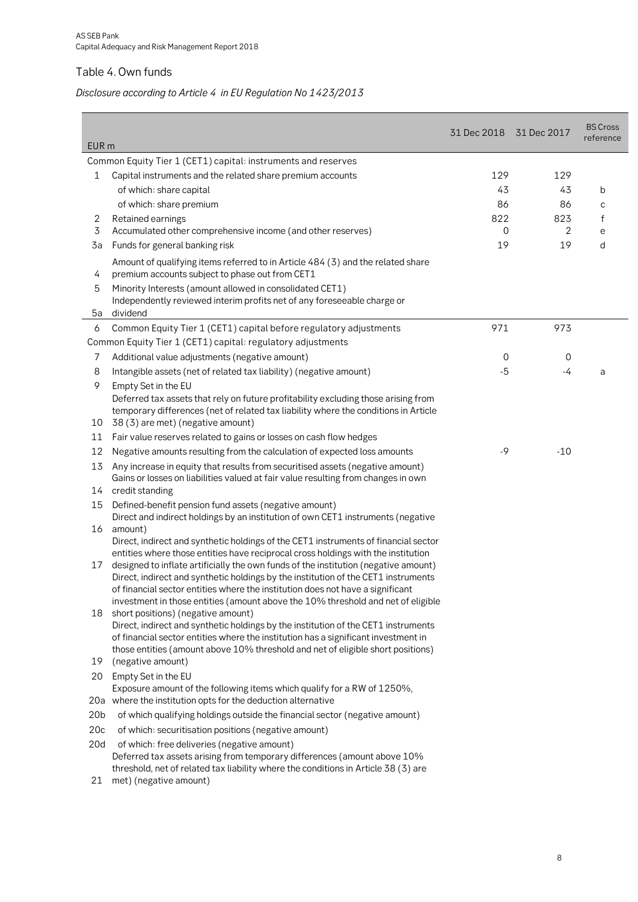## Table 4. Own funds

*Disclosure according to Article 4 in EU Regulation No 1423/2013*

| EUR m | | 31 Dec 2018 | 31 Dec 2017 | BS Cross reference |
|---|---|---|---|---|
| | Common Equity Tier 1 (CET1) capital: instruments and reserves | | | |
| 1 | Capital instruments and the related share premium accounts | 129 | 129 | |
| | of which: share capital | 43 | 43 | b |
| | of which: share premium | 86 | 86 | c |
| 2 | Retained earnings | 822 | 823 | f |
| 3 | Accumulated other comprehensive income (and other reserves) | 0 | 2 | e |
| 3a | Funds for general banking risk | 19 | 19 | d |
| 4 | Amount of qualifying items referred to in Article 484 (3) and the related share premium accounts subject to phase out from CET1 | | | |
| 5 | Minority Interests (amount allowed in consolidated CET1) | | | |
| 5a | Independently reviewed interim profits net of any foreseeable charge or dividend | | | |
| 6 | Common Equity Tier 1 (CET1) capital before regulatory adjustments | 971 | 973 | |
| | Common Equity Tier 1 (CET1) capital: regulatory adjustments | | | |
| 7 | Additional value adjustments (negative amount) | 0 | 0 | |
| 8 | Intangible assets (net of related tax liability) (negative amount) | -5 | -4 | a |
| 9 | Empty Set in the EU | | | |
| 10 | Deferred tax assets that rely on future profitability excluding those arising from temporary differences (net of related tax liability where the conditions in Article 38 (3) are met) (negative amount) | | | |
| 11 | Fair value reserves related to gains or losses on cash flow hedges | | | |
| 12 | Negative amounts resulting from the calculation of expected loss amounts | -9 | -10 | |
| 13 | Any increase in equity that results from securitised assets (negative amount) | | | |
| 14 | Gains or losses on liabilities valued at fair value resulting from changes in own credit standing | | | |
| 15 | Defined-benefit pension fund assets (negative amount) | | | |
| 16 | Direct and indirect holdings by an institution of own CET1 instruments (negative amount) | | | |
| 17 | Direct, indirect and synthetic holdings of the CET1 instruments of financial sector entities where those entities have reciprocal cross holdings with the institution designed to inflate artificially the own funds of the institution (negative amount) | | | |
| 18 | Direct, indirect and synthetic holdings by the institution of the CET1 instruments of financial sector entities where the institution does not have a significant investment in those entities (amount above the 10% threshold and net of eligible short positions) (negative amount) | | | |
| 19 | Direct, indirect and synthetic holdings by the institution of the CET1 instruments of financial sector entities where the institution has a significant investment in those entities (amount above 10% threshold and net of eligible short positions) (negative amount) | | | |
| 20 | Empty Set in the EU | | | |
| 20a | Exposure amount of the following items which qualify for a RW of 1250%, where the institution opts for the deduction alternative | | | |
| 20b | of which qualifying holdings outside the financial sector (negative amount) | | | |
| 20c | of which: securitisation positions (negative amount) | | | |
| 20d | of which: free deliveries (negative amount) | | | |
| 21 | Deferred tax assets arising from temporary differences (amount above 10% threshold, net of related tax liability where the conditions in Article 38 (3) are met) (negative amount) | | | |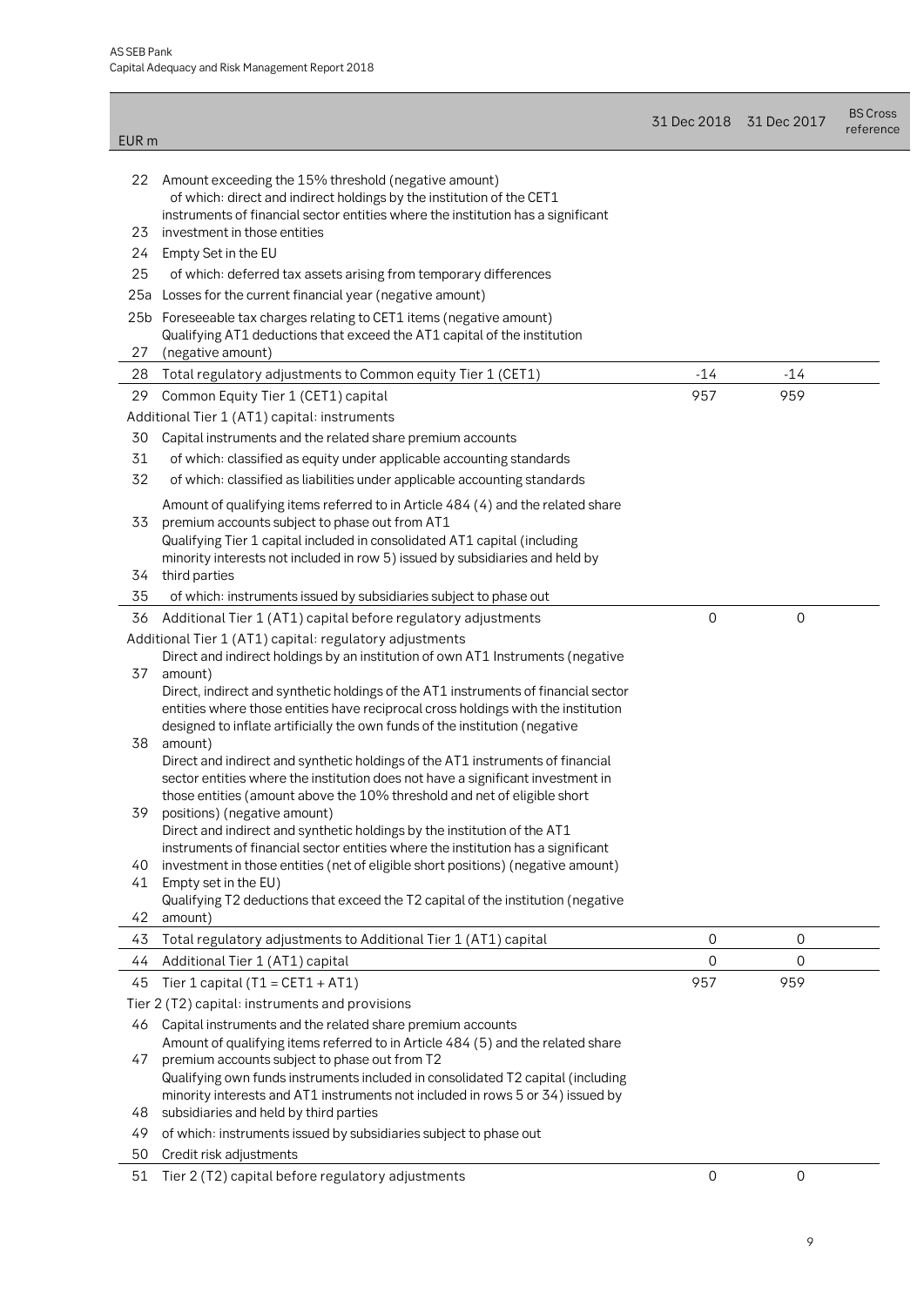| | EUR m | 31 Dec 2018 | 31 Dec 2017 | BS Cross reference |
|---|---|---|---|---|
| 22 | Amount exceeding the 15% threshold (negative amount) | | | |
| 23 | of which: direct and indirect holdings by the institution of the CET1 instruments of financial sector entities where the institution has a significant investment in those entities | | | |
| 24 | Empty Set in the EU | | | |
| 25 | of which: deferred tax assets arising from temporary differences | | | |
| 25a | Losses for the current financial year (negative amount) | | | |
| 25b | Foreseeable tax charges relating to CET1 items (negative amount) | | | |
| 27 | Qualifying AT1 deductions that exceed the AT1 capital of the institution (negative amount) | | | |
| 28 | Total regulatory adjustments to Common equity Tier 1 (CET1) | -14 | -14 | |
| 29 | Common Equity Tier 1 (CET1) capital | 957 | 959 | |
| | Additional Tier 1 (AT1) capital: instruments | | | |
| 30 | Capital instruments and the related share premium accounts | | | |
| 31 | of which: classified as equity under applicable accounting standards | | | |
| 32 | of which: classified as liabilities under applicable accounting standards | | | |
| 33 | Amount of qualifying items referred to in Article 484 (4) and the related share premium accounts subject to phase out from AT1 | | | |
| 34 | Qualifying Tier 1 capital included in consolidated AT1 capital (including minority interests not included in row 5) issued by subsidiaries and held by third parties | | | |
| 35 | of which: instruments issued by subsidiaries subject to phase out | | | |
| 36 | Additional Tier 1 (AT1) capital before regulatory adjustments | 0 | 0 | |
| | Additional Tier 1 (AT1) capital: regulatory adjustments | | | |
| 37 | Direct and indirect holdings by an institution of own AT1 Instruments (negative amount) | | | |
| 38 | Direct, indirect and synthetic holdings of the AT1 instruments of financial sector entities where those entities have reciprocal cross holdings with the institution designed to inflate artificially the own funds of the institution (negative amount) | | | |
| 39 | Direct and indirect and synthetic holdings of the AT1 instruments of financial sector entities where the institution does not have a significant investment in those entities (amount above the 10% threshold and net of eligible short positions) (negative amount) | | | |
| 40 | Direct and indirect and synthetic holdings by the institution of the AT1 instruments of financial sector entities where the institution has a significant investment in those entities (net of eligible short positions) (negative amount) | | | |
| 41 | Empty set in the EU) | | | |
| 42 | Qualifying T2 deductions that exceed the T2 capital of the institution (negative amount) | | | |
| 43 | Total regulatory adjustments to Additional Tier 1 (AT1) capital | 0 | 0 | |
| 44 | Additional Tier 1 (AT1) capital | 0 | 0 | |
| 45 | Tier 1 capital (T1 = CET1 + AT1) | 957 | 959 | |
| | Tier 2 (T2) capital: instruments and provisions | | | |
| 46 | Capital instruments and the related share premium accounts | | | |
| 47 | Amount of qualifying items referred to in Article 484 (5) and the related share premium accounts subject to phase out from T2 | | | |
| 48 | Qualifying own funds instruments included in consolidated T2 capital (including minority interests and AT1 instruments not included in rows 5 or 34) issued by subsidiaries and held by third parties | | | |
| 49 | of which: instruments issued by subsidiaries subject to phase out | | | |
| 50 | Credit risk adjustments | | | |
| 51 | Tier 2 (T2) capital before regulatory adjustments | 0 | 0 | |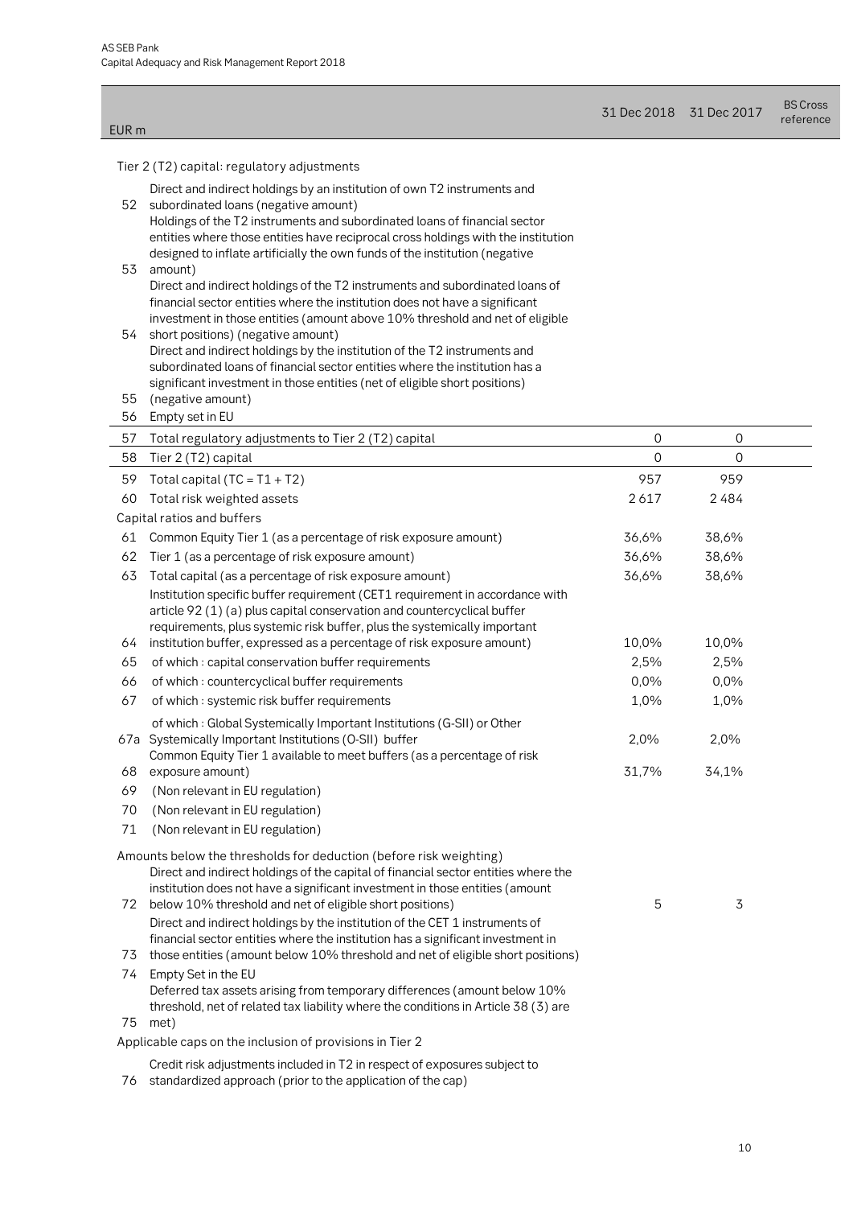| | EUR m | 31 Dec 2018 | 31 Dec 2017 | BS Cross reference |
|---|---|---|---|---|
| | Tier 2 (T2) capital: regulatory adjustments | | | |
| 52 | Direct and indirect holdings by an institution of own T2 instruments and subordinated loans (negative amount) | | | |
| 53 | Holdings of the T2 instruments and subordinated loans of financial sector entities where those entities have reciprocal cross holdings with the institution designed to inflate artificially the own funds of the institution (negative amount) | | | |
| 54 | Direct and indirect holdings of the T2 instruments and subordinated loans of financial sector entities where the institution does not have a significant investment in those entities (amount above 10% threshold and net of eligible short positions) (negative amount) | | | |
| 55 | Direct and indirect holdings by the institution of the T2 instruments and subordinated loans of financial sector entities where the institution has a significant investment in those entities (net of eligible short positions) (negative amount) | | | |
| 56 | Empty set in EU | | | |
| 57 | Total regulatory adjustments to Tier 2 (T2) capital | 0 | 0 | |
| 58 | Tier 2 (T2) capital | 0 | 0 | |
| 59 | Total capital (TC = T1 + T2) | 957 | 959 | |
| 60 | Total risk weighted assets | 2 617 | 2 484 | |
| | Capital ratios and buffers | | | |
| 61 | Common Equity Tier 1 (as a percentage of risk exposure amount) | 36,6% | 38,6% | |
| 62 | Tier 1 (as a percentage of risk exposure amount) | 36,6% | 38,6% | |
| 63 | Total capital (as a percentage of risk exposure amount) | 36,6% | 38,6% | |
| 64 | Institution specific buffer requirement (CET1 requirement in accordance with article 92 (1) (a) plus capital conservation and countercyclical buffer requirements, plus systemic risk buffer, plus the systemically important institution buffer, expressed as a percentage of risk exposure amount) | 10,0% | 10,0% | |
| 65 | of which : capital conservation buffer requirements | 2,5% | 2,5% | |
| 66 | of which : countercyclical buffer requirements | 0,0% | 0,0% | |
| 67 | of which : systemic risk buffer requirements | 1,0% | 1,0% | |
| 67a | of which : Global Systemically Important Institutions (G-SII) or Other Systemically Important Institutions (O-SII) buffer | 2,0% | 2,0% | |
| 68 | Common Equity Tier 1 available to meet buffers (as a percentage of risk exposure amount) | 31,7% | 34,1% | |
| 69 | (Non relevant in EU regulation) | | | |
| 70 | (Non relevant in EU regulation) | | | |
| 71 | (Non relevant in EU regulation) | | | |
| | Amounts below the thresholds for deduction (before risk weighting) | | | |
| 72 | Direct and indirect holdings of the capital of financial sector entities where the institution does not have a significant investment in those entities (amount below 10% threshold and net of eligible short positions) | 5 | 3 | |
| 73 | Direct and indirect holdings by the institution of the CET 1 instruments of financial sector entities where the institution has a significant investment in those entities (amount below 10% threshold and net of eligible short positions) | | | |
| 74 | Empty Set in the EU | | | |
| 75 | Deferred tax assets arising from temporary differences (amount below 10% threshold, net of related tax liability where the conditions in Article 38 (3) are met) | | | |
| | Applicable caps on the inclusion of provisions in Tier 2 | | | |
| 76 | Credit risk adjustments included in T2 in respect of exposures subject to standardized approach (prior to the application of the cap) | | | |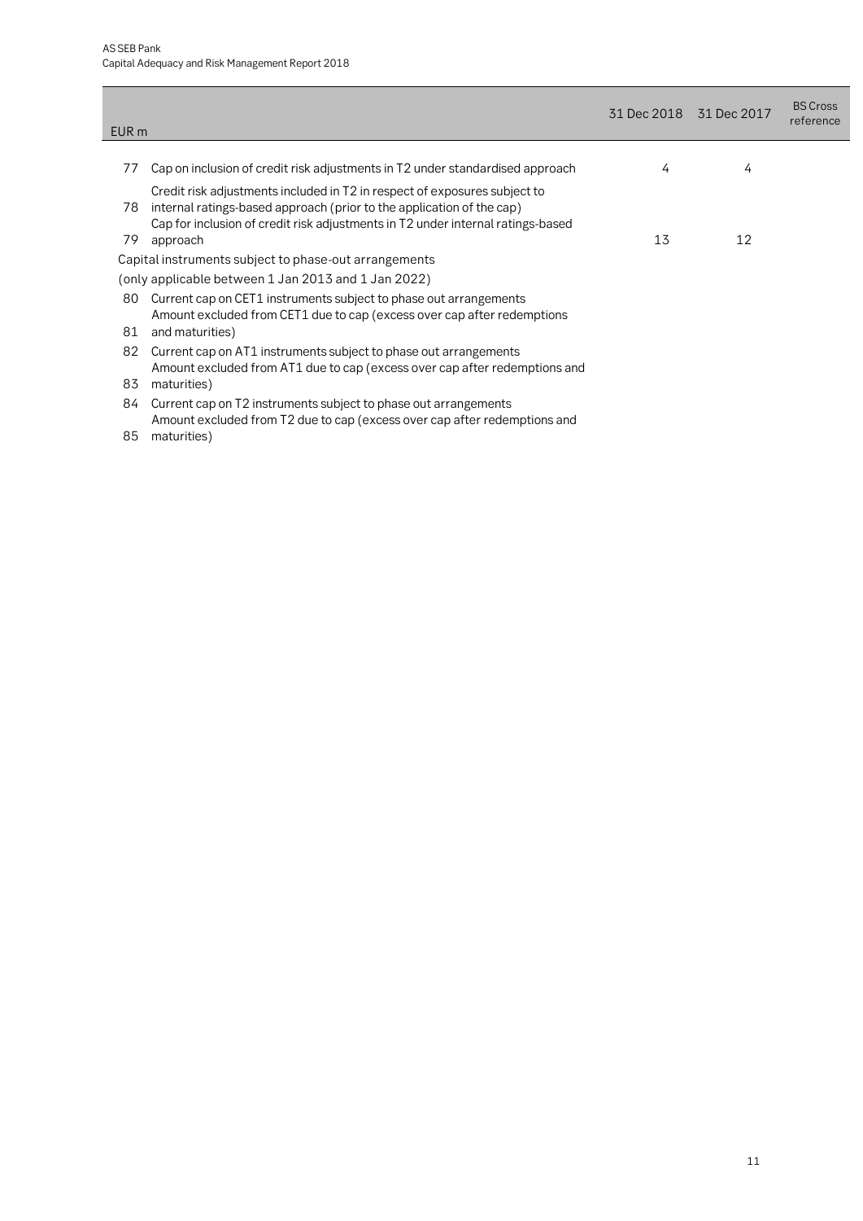| | EUR m | 31 Dec 2018 | 31 Dec 2017 | BS Cross reference |
|---|---|---|---|---|
| 77 | Cap on inclusion of credit risk adjustments in T2 under standardised approach | 4 | 4 | |
| 78 | Credit risk adjustments included in T2 in respect of exposures subject to internal ratings-based approach (prior to the application of the cap) | | | |
| 79 | Cap for inclusion of credit risk adjustments in T2 under internal ratings-based approach | 13 | 12 | |
| | Capital instruments subject to phase-out arrangements (only applicable between 1 Jan 2013 and 1 Jan 2022) | | | |
| 80 | Current cap on CET1 instruments subject to phase out arrangements | | | |
| 81 | Amount excluded from CET1 due to cap (excess over cap after redemptions and maturities) | | | |
| 82 | Current cap on AT1 instruments subject to phase out arrangements | | | |
| 83 | Amount excluded from AT1 due to cap (excess over cap after redemptions and maturities) | | | |
| 84 | Current cap on T2 instruments subject to phase out arrangements | | | |
| 85 | Amount excluded from T2 due to cap (excess over cap after redemptions and maturities) | | | |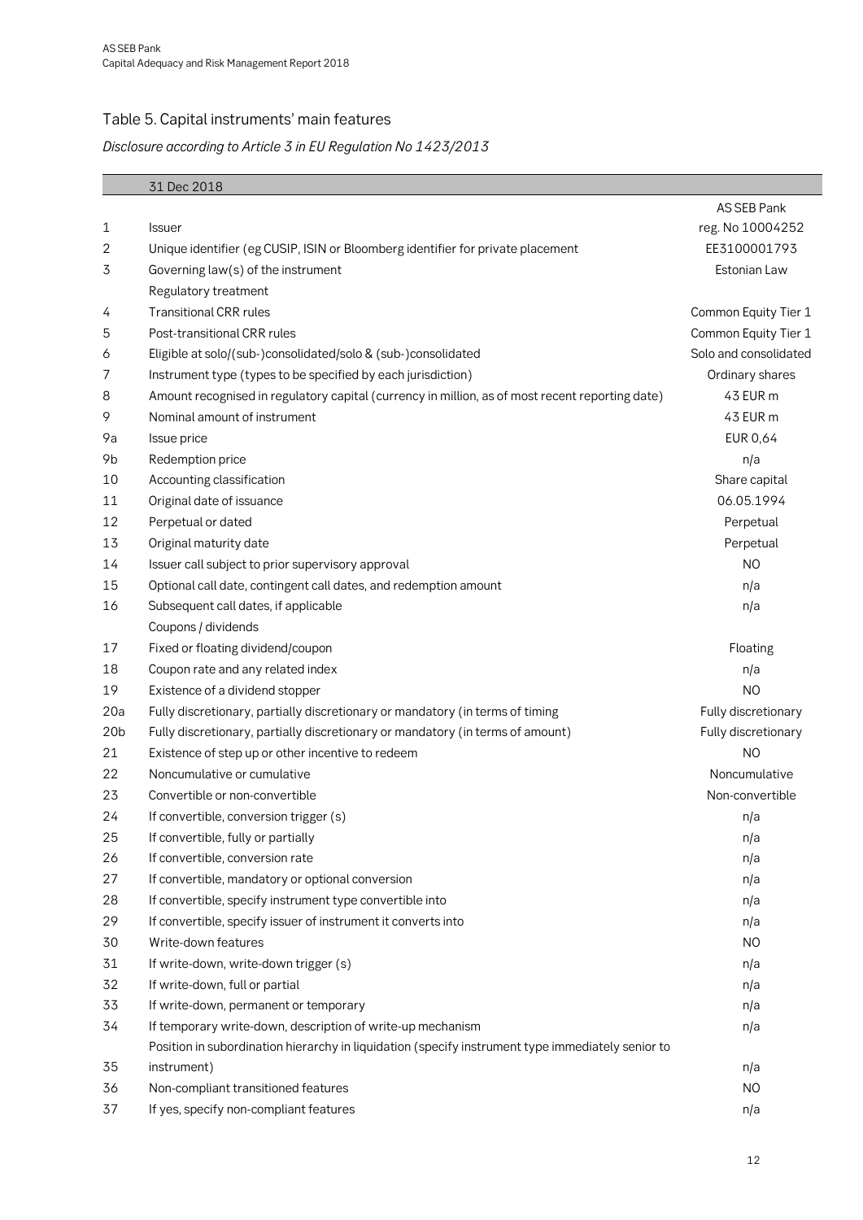## Table 5. Capital instruments' main features

*Disclosure according to Article 3 in EU Regulation No 1423/2013*

| | 31 Dec 2018 | |
|---|---|---|
| | | AS SEB Pank |
| 1 | Issuer | reg. No 10004252 |
| 2 | Unique identifier (eg CUSIP, ISIN or Bloomberg identifier for private placement | EE3100001793 |
| 3 | Governing law(s) of the instrument | Estonian Law |
| | Regulatory treatment | |
| 4 | Transitional CRR rules | Common Equity Tier 1 |
| 5 | Post-transitional CRR rules | Common Equity Tier 1 |
| 6 | Eligible at solo/(sub-)consolidated/solo & (sub-)consolidated | Solo and consolidated |
| 7 | Instrument type (types to be specified by each jurisdiction) | Ordinary shares |
| 8 | Amount recognised in regulatory capital (currency in million, as of most recent reporting date) | 43 EUR m |
| 9 | Nominal amount of instrument | 43 EUR m |
| 9a | Issue price | EUR 0,64 |
| 9b | Redemption price | n/a |
| 10 | Accounting classification | Share capital |
| 11 | Original date of issuance | 06.05.1994 |
| 12 | Perpetual or dated | Perpetual |
| 13 | Original maturity date | Perpetual |
| 14 | Issuer call subject to prior supervisory approval | NO |
| 15 | Optional call date, contingent call dates, and redemption amount | n/a |
| 16 | Subsequent call dates, if applicable | n/a |
| | Coupons / dividends | |
| 17 | Fixed or floating dividend/coupon | Floating |
| 18 | Coupon rate and any related index | n/a |
| 19 | Existence of a dividend stopper | NO |
| 20a | Fully discretionary, partially discretionary or mandatory (in terms of timing | Fully discretionary |
| 20b | Fully discretionary, partially discretionary or mandatory (in terms of amount) | Fully discretionary |
| 21 | Existence of step up or other incentive to redeem | NO |
| 22 | Noncumulative or cumulative | Noncumulative |
| 23 | Convertible or non-convertible | Non-convertible |
| 24 | If convertible, conversion trigger (s) | n/a |
| 25 | If convertible, fully or partially | n/a |
| 26 | If convertible, conversion rate | n/a |
| 27 | If convertible, mandatory or optional conversion | n/a |
| 28 | If convertible, specify instrument type convertible into | n/a |
| 29 | If convertible, specify issuer of instrument it converts into | n/a |
| 30 | Write-down features | NO |
| 31 | If write-down, write-down trigger (s) | n/a |
| 32 | If write-down, full or partial | n/a |
| 33 | If write-down, permanent or temporary | n/a |
| 34 | If temporary write-down, description of write-up mechanism | n/a |
| 35 | Position in subordination hierarchy in liquidation (specify instrument type immediately senior to instrument) | n/a |
| 36 | Non-compliant transitioned features | NO |
| 37 | If yes, specify non-compliant features | n/a |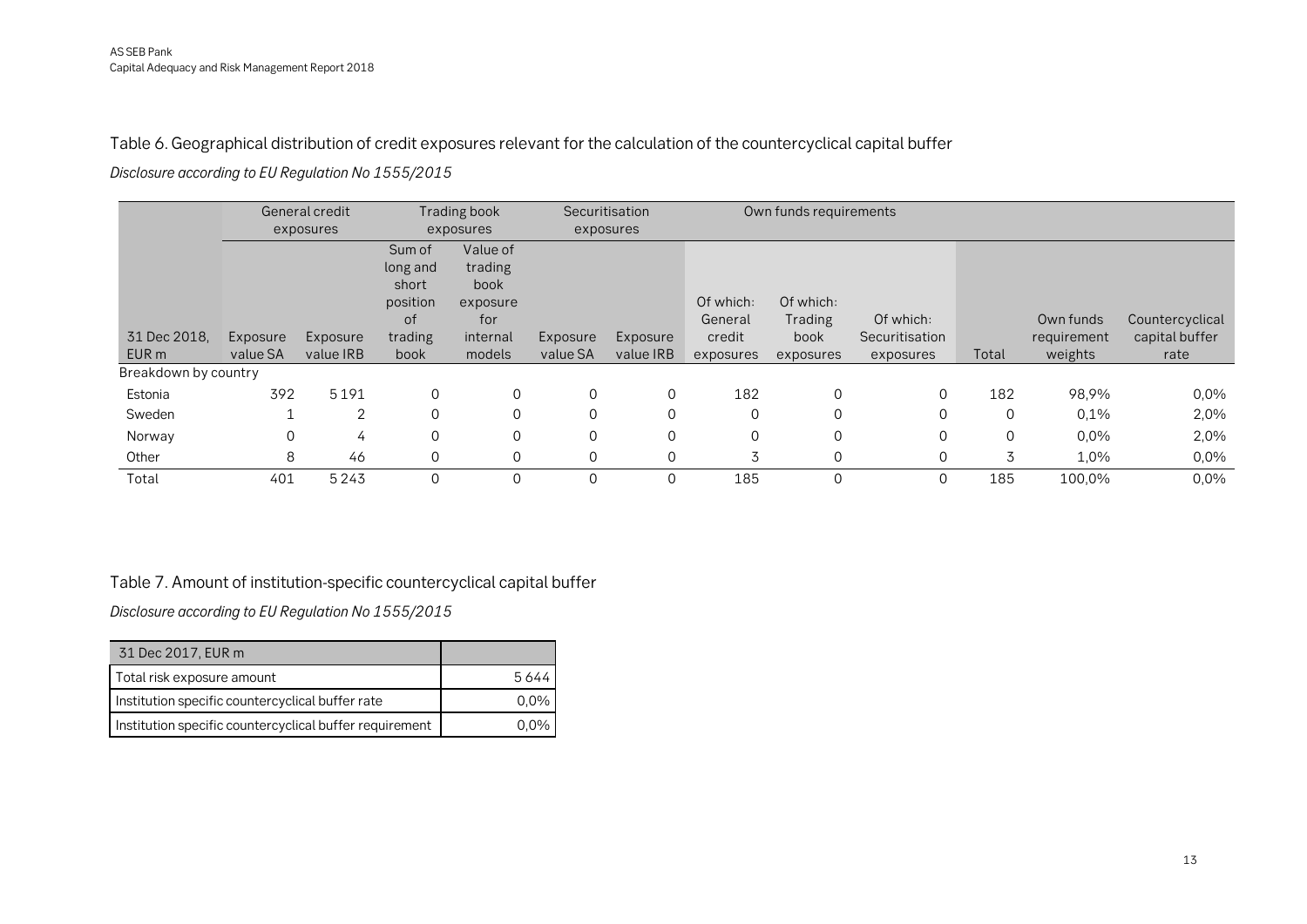## Table 6. Geographical distribution of credit exposures relevant for the calculation of the countercyclical capital buffer

*Disclosure according to EU Regulation No 1555/2015*

| | General credit exposures | | Trading book exposures | | Securitisation exposures | | Own funds requirements | | | | | |
|---|---|---|---|---|---|---|---|---|---|---|---|---|
| 31 Dec 2018, EUR m | Exposure value SA | Exposure value IRB | Sum of long and short position of trading book | Value of trading book exposure for internal models | Exposure value SA | Exposure value IRB | Of which: General credit exposures | Of which: Trading book exposures | Of which: Securitisation exposures | Total | Own funds requirement weights | Countercyclical capital buffer rate |
| Breakdown by country | | | | | | | | | | | | |
| Estonia | 392 | 5 191 | 0 | 0 | 0 | 0 | 182 | 0 | 0 | 182 | 98,9% | 0,0% |
| Sweden | 1 | 2 | 0 | 0 | 0 | 0 | 0 | 0 | 0 | 0 | 0,1% | 2,0% |
| Norway | 0 | 4 | 0 | 0 | 0 | 0 | 0 | 0 | 0 | 0 | 0,0% | 2,0% |
| Other | 8 | 46 | 0 | 0 | 0 | 0 | 3 | 0 | 0 | 3 | 1,0% | 0,0% |
| Total | 401 | 5 243 | 0 | 0 | 0 | 0 | 185 | 0 | 0 | 185 | 100,0% | 0,0% |

## Table 7. Amount of institution-specific countercyclical capital buffer

*Disclosure according to EU Regulation No 1555/2015*

| 31 Dec 2017, EUR m | |
|---|---|
| Total risk exposure amount | 5 644 |
| Institution specific countercyclical buffer rate | 0,0% |
| Institution specific countercyclical buffer requirement | 0,0% |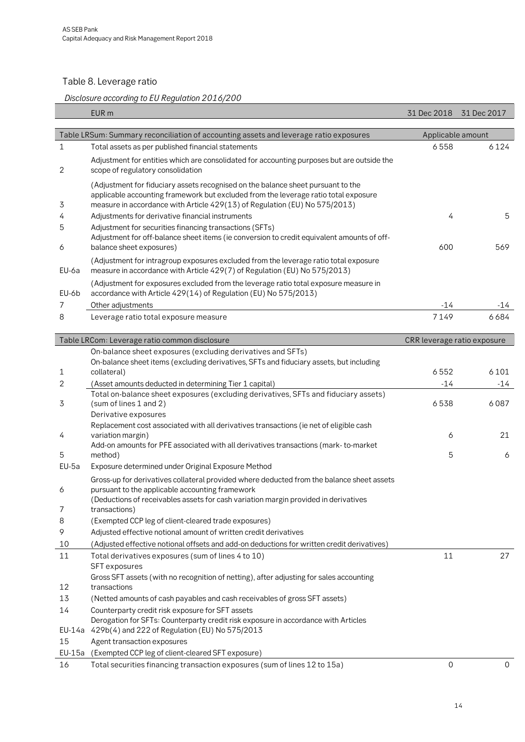## Table 8. Leverage ratio

*Disclosure according to EU Regulation 2016/200*

| | EUR m | 31 Dec 2018 | 31 Dec 2017 |
|---|---|---|---|
| | **Table LRSum: Summary reconciliation of accounting assets and leverage ratio exposures** | **Applicable amount** | |
| 1 | Total assets as per published financial statements | 6 558 | 6 124 |
| 2 | Adjustment for entities which are consolidated for accounting purposes but are outside the scope of regulatory consolidation | | |
| 3 | (Adjustment for fiduciary assets recognised on the balance sheet pursuant to the applicable accounting framework but excluded from the leverage ratio total exposure measure in accordance with Article 429(13) of Regulation (EU) No 575/2013) | | |
| 4 | Adjustments for derivative financial instruments | 4 | 5 |
| 5 | Adjustment for securities financing transactions (SFTs) | | |
| 6 | Adjustment for off-balance sheet items (ie conversion to credit equivalent amounts of off-balance sheet exposures) | 600 | 569 |
| EU-6a | (Adjustment for intragroup exposures excluded from the leverage ratio total exposure measure in accordance with Article 429(7) of Regulation (EU) No 575/2013) | | |
| EU-6b | (Adjustment for exposures excluded from the leverage ratio total exposure measure in accordance with Article 429(14) of Regulation (EU) No 575/2013) | | |
| 7 | Other adjustments | -14 | -14 |
| 8 | Leverage ratio total exposure measure | 7 149 | 6 684 |
| | **Table LRCom: Leverage ratio common disclosure** | **CRR leverage ratio exposure** | |
| | On-balance sheet exposures (excluding derivatives and SFTs) | | |
| 1 | On-balance sheet items (excluding derivatives, SFTs and fiduciary assets, but including collateral) | 6 552 | 6 101 |
| 2 | (Asset amounts deducted in determining Tier 1 capital) | -14 | -14 |
| 3 | Total on-balance sheet exposures (excluding derivatives, SFTs and fiduciary assets) (sum of lines 1 and 2) | 6 538 | 6 087 |
| | Derivative exposures | | |
| 4 | Replacement cost associated with all derivatives transactions (ie net of eligible cash variation margin) | 6 | 21 |
| 5 | Add-on amounts for PFE associated with all derivatives transactions (mark- to-market method) | 5 | 6 |
| EU-5a | Exposure determined under Original Exposure Method | | |
| 6 | Gross-up for derivatives collateral provided where deducted from the balance sheet assets pursuant to the applicable accounting framework | | |
| 7 | (Deductions of receivables assets for cash variation margin provided in derivatives transactions) | | |
| 8 | (Exempted CCP leg of client-cleared trade exposures) | | |
| 9 | Adjusted effective notional amount of written credit derivatives | | |
| 10 | (Adjusted effective notional offsets and add-on deductions for written credit derivatives) | | |
| 11 | Total derivatives exposures (sum of lines 4 to 10) | 11 | 27 |
| | SFT exposures | | |
| 12 | Gross SFT assets (with no recognition of netting), after adjusting for sales accounting transactions | | |
| 13 | (Netted amounts of cash payables and cash receivables of gross SFT assets) | | |
| 14 | Counterparty credit risk exposure for SFT assets | | |
| EU-14a | Derogation for SFTs: Counterparty credit risk exposure in accordance with Articles 429b(4) and 222 of Regulation (EU) No 575/2013 | | |
| 15 | Agent transaction exposures | | |
| EU-15a | (Exempted CCP leg of client-cleared SFT exposure) | | |
| 16 | Total securities financing transaction exposures (sum of lines 12 to 15a) | 0 | 0 |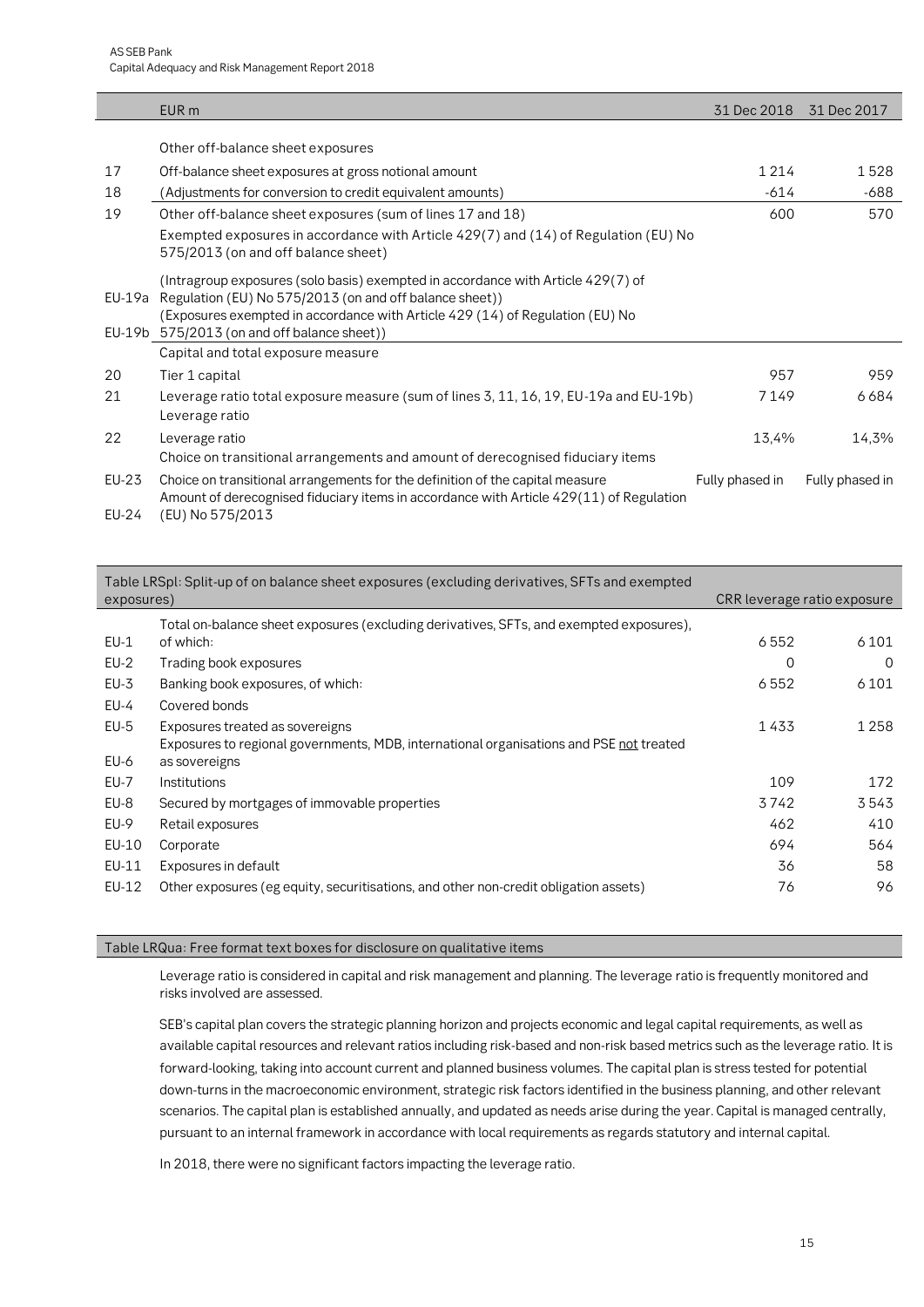| | EUR m | 31 Dec 2018 | 31 Dec 2017 |
|---|---|---|---|
| | Other off-balance sheet exposures | | |
| 17 | Off-balance sheet exposures at gross notional amount | 1 214 | 1 528 |
| 18 | (Adjustments for conversion to credit equivalent amounts) | -614 | -688 |
| 19 | Other off-balance sheet exposures (sum of lines 17 and 18) | 600 | 570 |
| | Exempted exposures in accordance with Article 429(7) and (14) of Regulation (EU) No 575/2013 (on and off balance sheet) | | |
| EU-19a | (Intragroup exposures (solo basis) exempted in accordance with Article 429(7) of Regulation (EU) No 575/2013 (on and off balance sheet)) | | |
| EU-19b | (Exposures exempted in accordance with Article 429 (14) of Regulation (EU) No 575/2013 (on and off balance sheet)) | | |
| | Capital and total exposure measure | | |
| 20 | Tier 1 capital | 957 | 959 |
| 21 | Leverage ratio total exposure measure (sum of lines 3, 11, 16, 19, EU-19a and EU-19b) | 7 149 | 6 684 |
| | Leverage ratio | | |
| 22 | Leverage ratio | 13,4% | 14,3% |
| | Choice on transitional arrangements and amount of derecognised fiduciary items | | |
| EU-23 | Choice on transitional arrangements for the definition of the capital measure | Fully phased in | Fully phased in |
| EU-24 | Amount of derecognised fiduciary items in accordance with Article 429(11) of Regulation (EU) No 575/2013 | | |

| Table LRSpl: Split-up of on balance sheet exposures (excluding derivatives, SFTs and exempted exposures) | | CRR leverage ratio exposure | |
|---|---|---|---|
| EU-1 | Total on-balance sheet exposures (excluding derivatives, SFTs, and exempted exposures), of which: | 6 552 | 6 101 |
| EU-2 | Trading book exposures | 0 | 0 |
| EU-3 | Banking book exposures, of which: | 6 552 | 6 101 |
| EU-4 | Covered bonds | | |
| EU-5 | Exposures treated as sovereigns | 1 433 | 1 258 |
| EU-6 | Exposures to regional governments, MDB, international organisations and PSE not treated as sovereigns | | |
| EU-7 | Institutions | 109 | 172 |
| EU-8 | Secured by mortgages of immovable properties | 3 742 | 3 543 |
| EU-9 | Retail exposures | 462 | 410 |
| EU-10 | Corporate | 694 | 564 |
| EU-11 | Exposures in default | 36 | 58 |
| EU-12 | Other exposures (eg equity, securitisations, and other non-credit obligation assets) | 76 | 96 |

**Table LRQua: Free format text boxes for disclosure on qualitative items**

Leverage ratio is considered in capital and risk management and planning. The leverage ratio is frequently monitored and risks involved are assessed.

SEB's capital plan covers the strategic planning horizon and projects economic and legal capital requirements, as well as available capital resources and relevant ratios including risk-based and non-risk based metrics such as the leverage ratio. It is forward-looking, taking into account current and planned business volumes. The capital plan is stress tested for potential down-turns in the macroeconomic environment, strategic risk factors identified in the business planning, and other relevant scenarios. The capital plan is established annually, and updated as needs arise during the year. Capital is managed centrally, pursuant to an internal framework in accordance with local requirements as regards statutory and internal capital.

In 2018, there were no significant factors impacting the leverage ratio.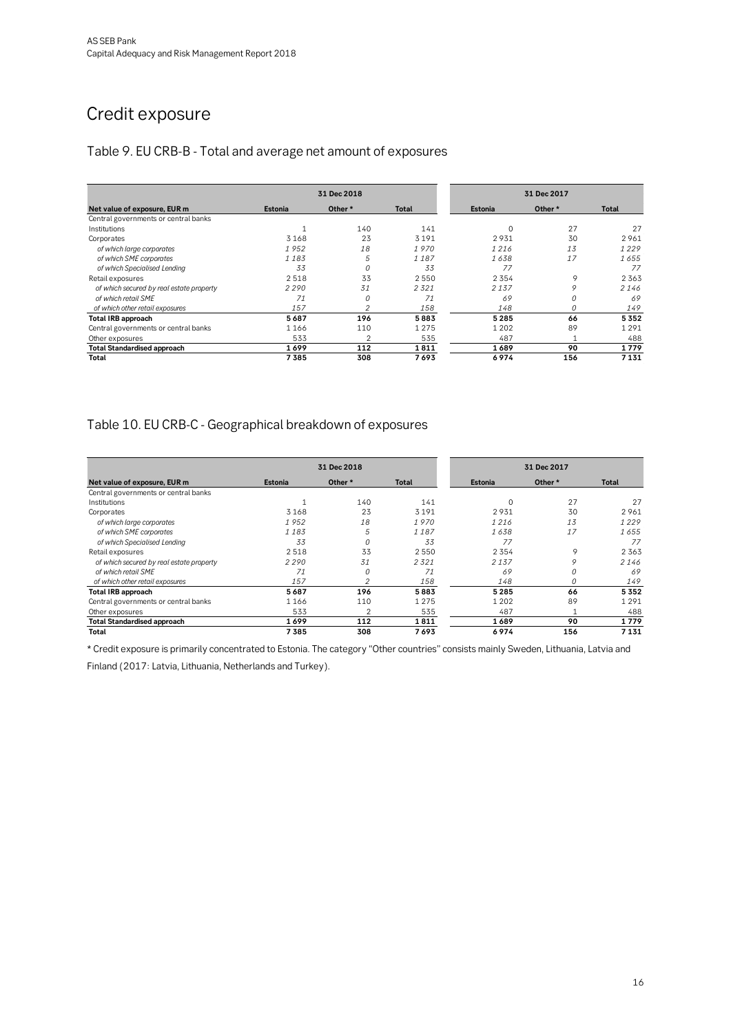# Credit exposure

## Table 9. EU CRB-B - Total and average net amount of exposures

| | 31 Dec 2018 | | | 31 Dec 2017 | | |
|---|---|---|---|---|---|---|
| **Net value of exposure, EUR m** | **Estonia** | **Other \*** | **Total** | **Estonia** | **Other \*** | **Total** |
| Central governments or central banks | | | | | | |
| Institutions | 1 | 140 | 141 | 0 | 27 | 27 |
| Corporates | 3 168 | 23 | 3 191 | 2 931 | 30 | 2 961 |
| *of which large corporates* | *1 952* | *18* | *1 970* | *1 216* | *13* | *1 229* |
| *of which SME corporates* | *1 183* | *5* | *1 187* | *1 638* | *17* | *1 655* |
| *of which Specialised Lending* | *33* | *0* | *33* | *77* | | *77* |
| Retail exposures | 2 518 | 33 | 2 550 | 2 354 | 9 | 2 363 |
| *of which secured by real estate property* | *2 290* | *31* | *2 321* | *2 137* | *9* | *2 146* |
| *of which retail SME* | *71* | *0* | *71* | *69* | *0* | *69* |
| *of which other retail exposures* | *157* | *2* | *158* | *148* | *0* | *149* |
| **Total IRB approach** | **5 687** | **196** | **5 883** | **5 285** | **66** | **5 352** |
| Central governments or central banks | 1 166 | 110 | 1 275 | 1 202 | 89 | 1 291 |
| Other exposures | 533 | 2 | 535 | 487 | 1 | 488 |
| **Total Standardised approach** | **1 699** | **112** | **1 811** | **1 689** | **90** | **1 779** |
| **Total** | **7 385** | **308** | **7 693** | **6 974** | **156** | **7 131** |

## Table 10. EU CRB-C - Geographical breakdown of exposures

| | 31 Dec 2018 | | | 31 Dec 2017 | | |
|---|---|---|---|---|---|---|
| **Net value of exposure, EUR m** | **Estonia** | **Other \*** | **Total** | **Estonia** | **Other \*** | **Total** |
| Central governments or central banks | | | | | | |
| Institutions | 1 | 140 | 141 | 0 | 27 | 27 |
| Corporates | 3 168 | 23 | 3 191 | 2 931 | 30 | 2 961 |
| *of which large corporates* | *1 952* | *18* | *1 970* | *1 216* | *13* | *1 229* |
| *of which SME corporates* | *1 183* | *5* | *1 187* | *1 638* | *17* | *1 655* |
| *of which Specialised Lending* | *33* | *0* | *33* | *77* | | *77* |
| Retail exposures | 2 518 | 33 | 2 550 | 2 354 | 9 | 2 363 |
| *of which secured by real estate property* | *2 290* | *31* | *2 321* | *2 137* | *9* | *2 146* |
| *of which retail SME* | *71* | *0* | *71* | *69* | *0* | *69* |
| *of which other retail exposures* | *157* | *2* | *158* | *148* | *0* | *149* |
| **Total IRB approach** | **5 687** | **196** | **5 883** | **5 285** | **66** | **5 352** |
| Central governments or central banks | 1 166 | 110 | 1 275 | 1 202 | 89 | 1 291 |
| Other exposures | 533 | 2 | 535 | 487 | 1 | 488 |
| **Total Standardised approach** | **1 699** | **112** | **1 811** | **1 689** | **90** | **1 779** |
| **Total** | **7 385** | **308** | **7 693** | **6 974** | **156** | **7 131** |

\* Credit exposure is primarily concentrated to Estonia. The category "Other countries" consists mainly Sweden, Lithuania, Latvia and Finland (2017: Latvia, Lithuania, Netherlands and Turkey).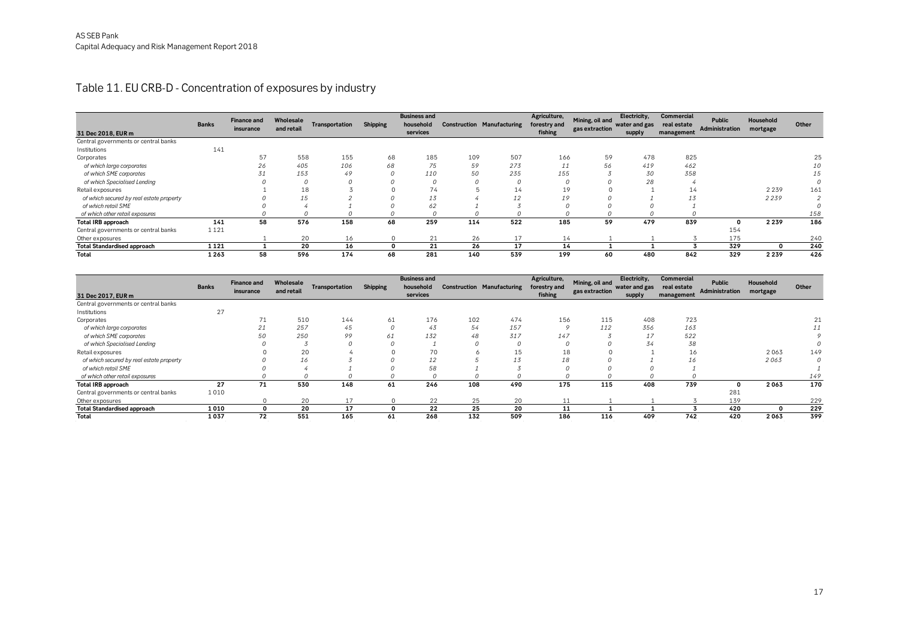## Table 11. EU CRB-D - Concentration of exposures by industry

| 31 Dec 2018, EUR m | Banks | Finance and insurance | Wholesale and retail | Transportation | Shipping | Business and household services | Construction | Manufacturing | Agriculture, forestry and fishing | Mining, oil and gas extraction | Electricity, water and gas supply | Commercial real estate management | Public Administration | Household mortgage | Other |
|---|---|---|---|---|---|---|---|---|---|---|---|---|---|---|---|
| Central governments or central banks | | | | | | | | | | | | | | | |
| Institutions | 141 | | | | | | | | | | | | | | |
| Corporates | | 57 | 558 | 155 | 68 | 185 | 109 | 507 | 166 | 59 | 478 | 825 | | | 25 |
| *of which large corporates* | | *26* | *405* | *106* | *68* | *75* | *59* | *273* | *11* | *56* | *419* | *462* | | | *10* |
| *of which SME corporates* | | *31* | *153* | *49* | *0* | *110* | *50* | *235* | *155* | *3* | *30* | *358* | | | *15* |
| *of which Specialised Lending* | | *0* | *0* | *0* | *0* | *0* | *0* | *0* | *0* | *0* | *28* | *4* | | | *0* |
| Retail exposures | | 1 | 18 | 3 | 0 | 74 | 5 | 14 | 19 | 0 | 1 | 14 | | 2 239 | 161 |
| *of which secured by real estate property* | | *0* | *15* | *2* | *0* | *13* | *4* | *12* | *19* | *0* | *1* | *13* | | *2 239* | *2* |
| *of which retail SME* | | *0* | *4* | *1* | *0* | *62* | *1* | *3* | *0* | *0* | *0* | *1* | | | *0* |
| *of which other retail exposures* | | *0* | *0* | *0* | *0* | *0* | *0* | *0* | *0* | *0* | *0* | *0* | | | *158* |
| **Total IRB approach** | **141** | **58** | **576** | **158** | **68** | **259** | **114** | **522** | **185** | **59** | **479** | **839** | **0** | **2 239** | **186** |
| Central governments or central banks | 1 121 | | | | | | | | | | | | 154 | | |
| Other exposures | | 1 | 20 | 16 | 0 | 21 | 26 | 17 | 14 | 1 | 1 | 3 | 175 | | 240 |
| **Total Standardised approach** | **1 121** | **1** | **20** | **16** | **0** | **21** | **26** | **17** | **14** | **1** | **1** | **3** | **329** | **0** | **240** |
| **Total** | **1 263** | **58** | **596** | **174** | **68** | **281** | **140** | **539** | **199** | **60** | **480** | **842** | **329** | **2 239** | **426** |

| 31 Dec 2017, EUR m | Banks | Finance and insurance | Wholesale and retail | Transportation | Shipping | Business and household services | Construction | Manufacturing | Agriculture, forestry and fishing | Mining, oil and gas extraction | Electricity, water and gas supply | Commercial real estate management | Public Administration | Household mortgage | Other |
|---|---|---|---|---|---|---|---|---|---|---|---|---|---|---|---|
| Central governments or central banks | | | | | | | | | | | | | | | |
| Institutions | 27 | | | | | | | | | | | | | | |
| Corporates | | 71 | 510 | 144 | 61 | 176 | 102 | 474 | 156 | 115 | 408 | 723 | | | 21 |
| *of which large corporates* | | *21* | *257* | *45* | *0* | *43* | *54* | *157* | *9* | *112* | *356* | *163* | | | *11* |
| *of which SME corporates* | | *50* | *250* | *99* | *61* | *132* | *48* | *317* | *147* | *3* | *17* | *522* | | | *9* |
| *of which Specialised Lending* | | *0* | *3* | *0* | *0* | *1* | *0* | *0* | *0* | *0* | *34* | *38* | | | *0* |
| Retail exposures | | 0 | 20 | 4 | 0 | 70 | 6 | 15 | 18 | 0 | 1 | 16 | | 2 063 | 149 |
| *of which secured by real estate property* | | *0* | *16* | *3* | *0* | *12* | *5* | *13* | *18* | *0* | *1* | *16* | | *2 063* | *0* |
| *of which retail SME* | | *0* | *4* | *1* | *0* | *58* | *1* | *3* | *0* | *0* | *0* | *1* | | | *1* |
| *of which other retail exposures* | | *0* | *0* | *0* | *0* | *0* | *0* | *0* | *0* | *0* | *0* | *0* | | | *149* |
| **Total IRB approach** | **27** | **71** | **530** | **148** | **61** | **246** | **108** | **490** | **175** | **115** | **408** | **739** | **0** | **2 063** | **170** |
| Central governments or central banks | 1 010 | | | | | | | | | | | | 281 | | |
| Other exposures | | 0 | 20 | 17 | 0 | 22 | 25 | 20 | 11 | 1 | 1 | 3 | 139 | | 229 |
| **Total Standardised approach** | **1 010** | **0** | **20** | **17** | **0** | **22** | **25** | **20** | **11** | **1** | **1** | **3** | **420** | **0** | **229** |
| **Total** | **1 037** | **72** | **551** | **165** | **61** | **268** | **132** | **509** | **186** | **116** | **409** | **742** | **420** | **2 063** | **399** |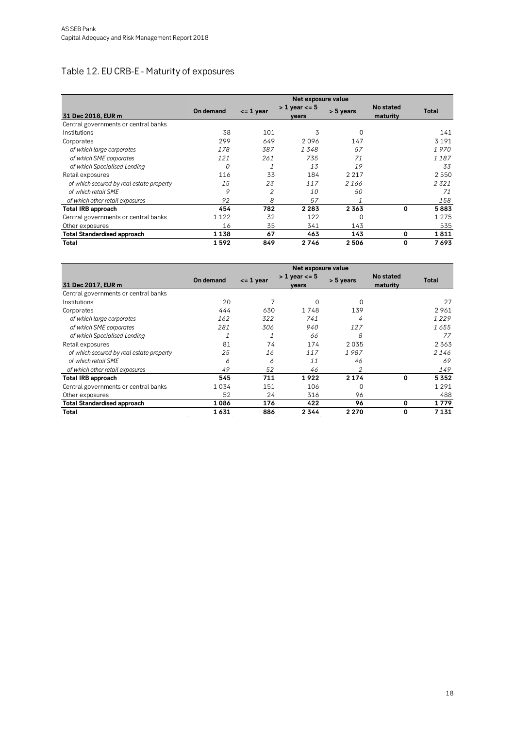## Table 12. EU CRB-E - Maturity of exposures

| 31 Dec 2018, EUR m | Net exposure value | | | | | |
|---|---|---|---|---|---|---|
| | On demand | <= 1 year | > 1 year <= 5 years | > 5 years | No stated maturity | Total |
| Central governments or central banks | | | | | | |
| Institutions | 38 | 101 | 3 | 0 | | 141 |
| Corporates | 299 | 649 | 2 096 | 147 | | 3 191 |
| *of which large corporates* | *178* | *387* | *1 348* | *57* | | *1 970* |
| *of which SME corporates* | *121* | *261* | *735* | *71* | | *1 187* |
| *of which Specialised Lending* | *0* | *1* | *13* | *19* | | *33* |
| Retail exposures | 116 | 33 | 184 | 2 217 | | 2 550 |
| *of which secured by real estate property* | *15* | *23* | *117* | *2 166* | | *2 321* |
| *of which retail SME* | *9* | *2* | *10* | *50* | | *71* |
| *of which other retail exposures* | *92* | *8* | *57* | *1* | | *158* |
| **Total IRB approach** | **454** | **782** | **2 283** | **2 363** | **0** | **5 883** |
| Central governments or central banks | 1 122 | 32 | 122 | 0 | | 1 275 |
| Other exposures | 16 | 35 | 341 | 143 | | 535 |
| **Total Standardised approach** | **1 138** | **67** | **463** | **143** | **0** | **1 811** |
| **Total** | **1 592** | **849** | **2 746** | **2 506** | **0** | **7 693** |

| 31 Dec 2017, EUR m | Net exposure value | | | | | |
|---|---|---|---|---|---|---|
| | On demand | <= 1 year | > 1 year <= 5 years | > 5 years | No stated maturity | Total |
| Central governments or central banks | | | | | | |
| Institutions | 20 | 7 | 0 | 0 | | 27 |
| Corporates | 444 | 630 | 1 748 | 139 | | 2 961 |
| *of which large corporates* | *162* | *322* | *741* | *4* | | *1 229* |
| *of which SME corporates* | *281* | *306* | *940* | *127* | | *1 655* |
| *of which Specialised Lending* | *1* | *1* | *66* | *8* | | *77* |
| Retail exposures | 81 | 74 | 174 | 2 035 | | 2 363 |
| *of which secured by real estate property* | *25* | *16* | *117* | *1 987* | | *2 146* |
| *of which retail SME* | *6* | *6* | *11* | *46* | | *69* |
| *of which other retail exposures* | *49* | *52* | *46* | *2* | | *149* |
| **Total IRB approach** | **545** | **711** | **1 922** | **2 174** | **0** | **5 352** |
| Central governments or central banks | 1 034 | 151 | 106 | 0 | | 1 291 |
| Other exposures | 52 | 24 | 316 | 96 | | 488 |
| **Total Standardised approach** | **1 086** | **176** | **422** | **96** | **0** | **1 779** |
| **Total** | **1 631** | **886** | **2 344** | **2 270** | **0** | **7 131** |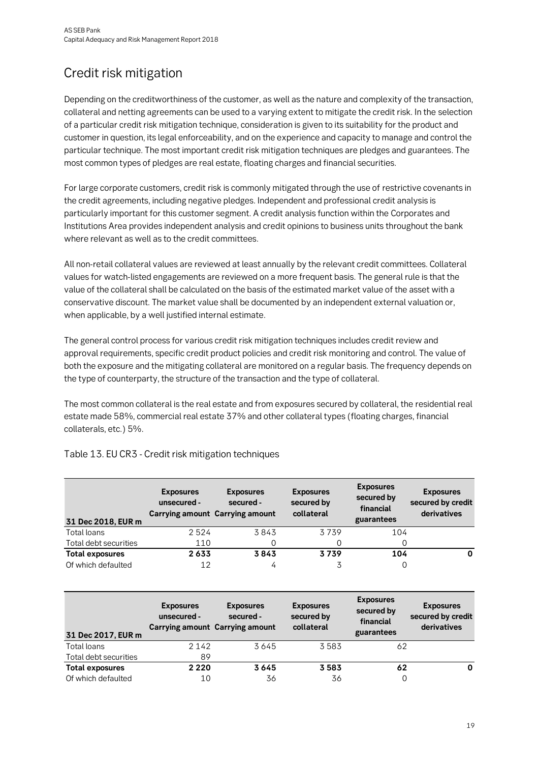# Credit risk mitigation

Depending on the creditworthiness of the customer, as well as the nature and complexity of the transaction, collateral and netting agreements can be used to a varying extent to mitigate the credit risk. In the selection of a particular credit risk mitigation technique, consideration is given to its suitability for the product and customer in question, its legal enforceability, and on the experience and capacity to manage and control the particular technique. The most important credit risk mitigation techniques are pledges and guarantees. The most common types of pledges are real estate, floating charges and financial securities.

For large corporate customers, credit risk is commonly mitigated through the use of restrictive covenants in the credit agreements, including negative pledges. Independent and professional credit analysis is particularly important for this customer segment. A credit analysis function within the Corporates and Institutions Area provides independent analysis and credit opinions to business units throughout the bank where relevant as well as to the credit committees.

All non-retail collateral values are reviewed at least annually by the relevant credit committees. Collateral values for watch-listed engagements are reviewed on a more frequent basis. The general rule is that the value of the collateral shall be calculated on the basis of the estimated market value of the asset with a conservative discount. The market value shall be documented by an independent external valuation or, when applicable, by a well justified internal estimate.

The general control process for various credit risk mitigation techniques includes credit review and approval requirements, specific credit product policies and credit risk monitoring and control. The value of both the exposure and the mitigating collateral are monitored on a regular basis. The frequency depends on the type of counterparty, the structure of the transaction and the type of collateral.

The most common collateral is the real estate and from exposures secured by collateral, the residential real estate made 58%, commercial real estate 37% and other collateral types (floating charges, financial collaterals, etc.) 5%.

Table 13. EU CR3 - Credit risk mitigation techniques

| 31 Dec 2018, EUR m | Exposures unsecured - Carrying amount | Exposures secured - Carrying amount | Exposures secured by collateral | Exposures secured by financial guarantees | Exposures secured by credit derivatives |
|---|---|---|---|---|---|
| Total loans | 2 524 | 3 843 | 3 739 | 104 | |
| Total debt securities | 110 | 0 | 0 | 0 | |
| **Total exposures** | **2 633** | **3 843** | **3 739** | **104** | **0** |
| Of which defaulted | 12 | 4 | 3 | 0 | |

| 31 Dec 2017, EUR m | Exposures unsecured - Carrying amount | Exposures secured - Carrying amount | Exposures secured by collateral | Exposures secured by financial guarantees | Exposures secured by credit derivatives |
|---|---|---|---|---|---|
| Total loans | 2 142 | 3 645 | 3 583 | 62 | |
| Total debt securities | 89 | | | | |
| **Total exposures** | **2 220** | **3 645** | **3 583** | **62** | **0** |
| Of which defaulted | 10 | 36 | 36 | 0 | |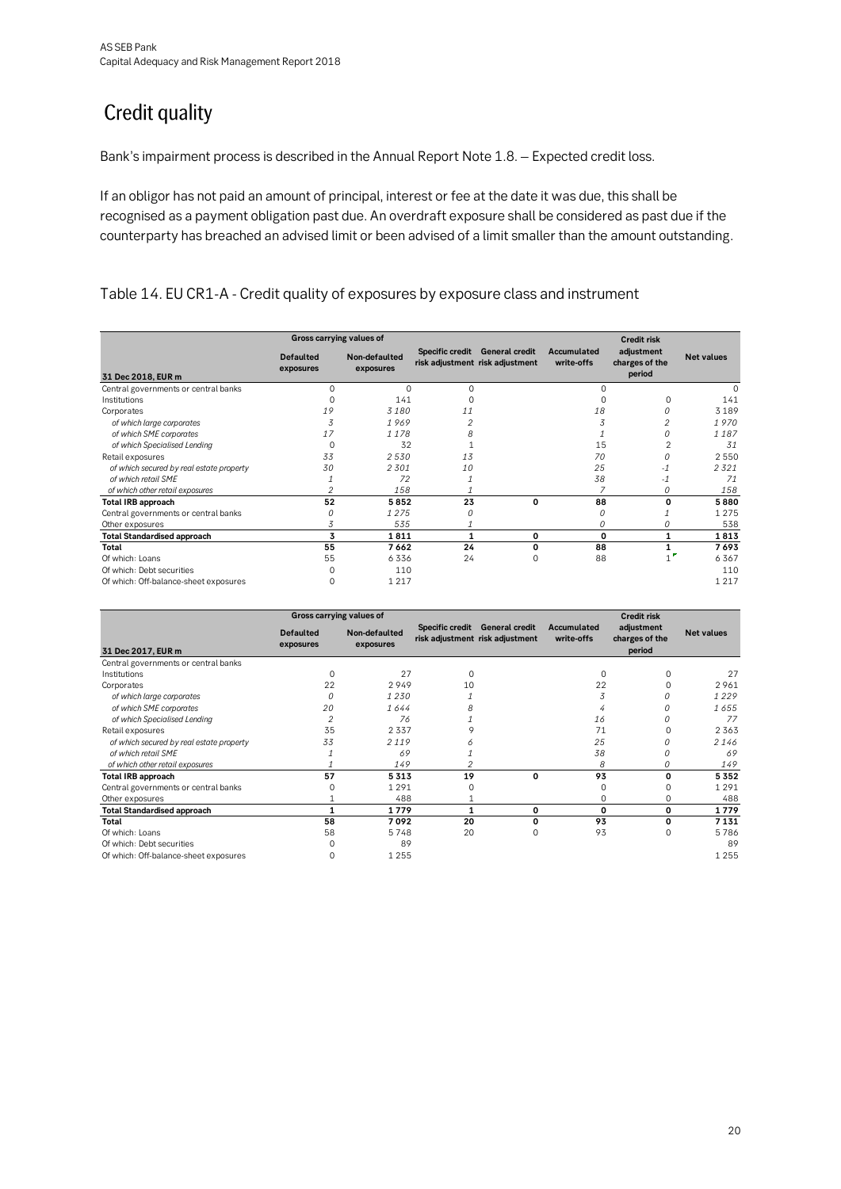# Credit quality

Bank's impairment process is described in the Annual Report Note 1.8. – Expected credit loss.

If an obligor has not paid an amount of principal, interest or fee at the date it was due, this shall be recognised as a payment obligation past due. An overdraft exposure shall be considered as past due if the counterparty has breached an advised limit or been advised of a limit smaller than the amount outstanding.

## Table 14. EU CR1-A - Credit quality of exposures by exposure class and instrument

| | Gross carrying values of | | | | | | |
|---|---|---|---|---|---|---|---|
| 31 Dec 2018, EUR m | Defaulted exposures | Non-defaulted exposures | Specific credit risk adjustment | General credit risk adjustment | Accumulated write-offs | Credit risk adjustment charges of the period | Net values |
| Central governments or central banks | 0 | 0 | 0 | | 0 | | 0 |
| Institutions | 0 | 141 | 0 | | 0 | 0 | 141 |
| Corporates | 19 | 3 180 | 11 | | 18 | 0 | 3 189 |
| *of which large corporates* | *3* | *1 969* | *2* | | *3* | *2* | *1 970* |
| *of which SME corporates* | *17* | *1 178* | *8* | | *1* | *0* | *1 187* |
| *of which Specialised Lending* | 0 | 32 | 1 | | 15 | 2 | *31* |
| Retail exposures | 33 | 2 530 | 13 | | 70 | 0 | 2 550 |
| *of which secured by real estate property* | *30* | *2 301* | *10* | | *25* | *-1* | *2 321* |
| *of which retail SME* | *1* | *72* | *1* | | *38* | *-1* | *71* |
| *of which other retail exposures* | *2* | *158* | *1* | | *7* | *0* | *158* |
| **Total IRB approach** | **52** | **5 852** | **23** | **0** | **88** | **0** | **5 880** |
| Central governments or central banks | *0* | *1 275* | *0* | | *0* | *1* | 1 275 |
| Other exposures | *3* | *535* | *1* | | *0* | *0* | 538 |
| **Total Standardised approach** | **3** | **1 811** | **1** | **0** | **0** | **1** | **1 813** |
| **Total** | **55** | **7 662** | **24** | **0** | **88** | **1** | **7 693** |
| Of which: Loans | 55 | 6 336 | 24 | 0 | 88 | 1 | 6 367 |
| Of which: Debt securities | 0 | 110 | | | | | 110 |
| Of which: Off-balance-sheet exposures | 0 | 1 217 | | | | | 1 217 |

| | Gross carrying values of | | | | | | |
|---|---|---|---|---|---|---|---|
| 31 Dec 2017, EUR m | Defaulted exposures | Non-defaulted exposures | Specific credit risk adjustment | General credit risk adjustment | Accumulated write-offs | Credit risk adjustment charges of the period | Net values |
| Central governments or central banks | | | | | | | |
| Institutions | 0 | 27 | 0 | | 0 | 0 | 27 |
| Corporates | 22 | 2 949 | 10 | | 22 | 0 | 2 961 |
| *of which large corporates* | *0* | *1 230* | *1* | | *3* | *0* | *1 229* |
| *of which SME corporates* | *20* | *1 644* | *8* | | *4* | *0* | *1 655* |
| *of which Specialised Lending* | *2* | *76* | *1* | | *16* | *0* | *77* |
| Retail exposures | 35 | 2 337 | 9 | | 71 | 0 | 2 363 |
| *of which secured by real estate property* | *33* | *2 119* | *6* | | *25* | *0* | *2 146* |
| *of which retail SME* | *1* | *69* | *1* | | *38* | *0* | *69* |
| *of which other retail exposures* | *1* | *149* | *2* | | *8* | *0* | *149* |
| **Total IRB approach** | **57** | **5 313** | **19** | **0** | **93** | **0** | **5 352** |
| Central governments or central banks | 0 | 1 291 | 0 | | 0 | 0 | 1 291 |
| Other exposures | 1 | 488 | 1 | | 0 | 0 | 488 |
| **Total Standardised approach** | **1** | **1 779** | **1** | **0** | **0** | **0** | **1 779** |
| **Total** | **58** | **7 092** | **20** | **0** | **93** | **0** | **7 131** |
| Of which: Loans | 58 | 5 748 | 20 | 0 | 93 | 0 | 5 786 |
| Of which: Debt securities | 0 | 89 | | | | | 89 |
| Of which: Off-balance-sheet exposures | 0 | 1 255 | | | | | 1 255 |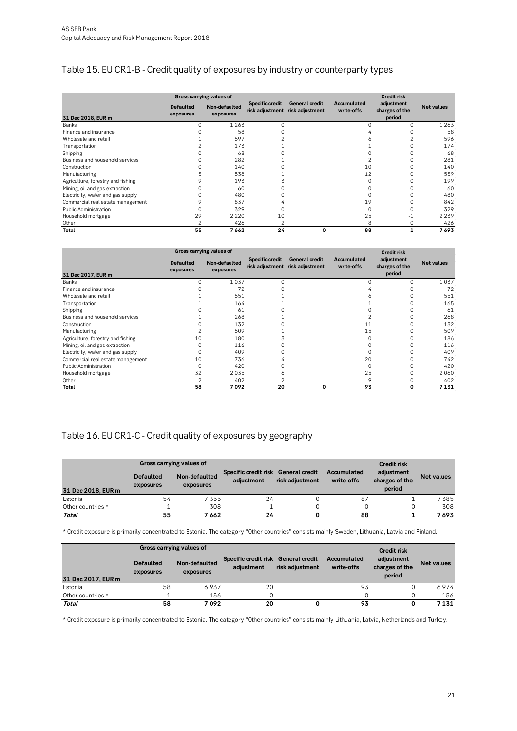## Table 15. EU CR1-B - Credit quality of exposures by industry or counterparty types

| 31 Dec 2018, EUR m | Gross carrying values of | | Specific credit risk adjustment | General credit risk adjustment | Accumulated write-offs | Credit risk adjustment charges of the period | Net values |
|---|---|---|---|---|---|---|---|
| | Defaulted exposures | Non-defaulted exposures | | | | | |
| Banks | 0 | 1 263 | 0 | | 0 | 0 | 1 263 |
| Finance and insurance | 0 | 58 | 0 | | 4 | 0 | 58 |
| Wholesale and retail | 1 | 597 | 2 | | 6 | 2 | 596 |
| Transportation | 2 | 173 | 1 | | 1 | 0 | 174 |
| Shipping | 0 | 68 | 0 | | 0 | 0 | 68 |
| Business and household services | 0 | 282 | 1 | | 2 | 0 | 281 |
| Construction | 0 | 140 | 0 | | 10 | 0 | 140 |
| Manufacturing | 3 | 538 | 1 | | 12 | 0 | 539 |
| Agriculture, forestry and fishing | 9 | 193 | 3 | | 0 | 0 | 199 |
| Mining, oil and gas extraction | 0 | 60 | 0 | | 0 | 0 | 60 |
| Electricity, water and gas supply | 0 | 480 | 0 | | 0 | 0 | 480 |
| Commercial real estate management | 9 | 837 | 4 | | 19 | 0 | 842 |
| Public Administration | 0 | 329 | 0 | | 0 | 0 | 329 |
| Household mortgage | 29 | 2 220 | 10 | | 25 | -1 | 2 239 |
| Other | 2 | 426 | 2 | | 8 | 0 | 426 |
| **Total** | **55** | **7 662** | **24** | **0** | **88** | **1** | **7 693** |

| 31 Dec 2017, EUR m | Gross carrying values of | | Specific credit risk adjustment | General credit risk adjustment | Accumulated write-offs | Credit risk adjustment charges of the period | Net values |
|---|---|---|---|---|---|---|---|
| | Defaulted exposures | Non-defaulted exposures | | | | | |
| Banks | 0 | 1 037 | 0 | | 0 | 0 | 1 037 |
| Finance and insurance | 0 | 72 | 0 | | 4 | 0 | 72 |
| Wholesale and retail | 1 | 551 | 1 | | 6 | 0 | 551 |
| Transportation | 1 | 164 | 1 | | 1 | 0 | 165 |
| Shipping | 0 | 61 | 0 | | 0 | 0 | 61 |
| Business and household services | 1 | 268 | 1 | | 2 | 0 | 268 |
| Construction | 0 | 132 | 0 | | 11 | 0 | 132 |
| Manufacturing | 2 | 509 | 1 | | 15 | 0 | 509 |
| Agriculture, forestry and fishing | 10 | 180 | 3 | | 0 | 0 | 186 |
| Mining, oil and gas extraction | 0 | 116 | 0 | | 0 | 0 | 116 |
| Electricity, water and gas supply | 0 | 409 | 0 | | 0 | 0 | 409 |
| Commercial real estate management | 10 | 736 | 4 | | 20 | 0 | 742 |
| Public Administration | 0 | 420 | 0 | | 0 | 0 | 420 |
| Household mortgage | 32 | 2 035 | 6 | | 25 | 0 | 2 060 |
| Other | 2 | 402 | 2 | | 9 | 0 | 402 |
| **Total** | **58** | **7 092** | **20** | **0** | **93** | **0** | **7 131** |

## Table 16. EU CR1-C - Credit quality of exposures by geography

| 31 Dec 2018, EUR m | Gross carrying values of | | Specific credit risk adjustment | General credit risk adjustment | Accumulated write-offs | Credit risk adjustment charges of the period | Net values |
|---|---|---|---|---|---|---|---|
| | Defaulted exposures | Non-defaulted exposures | | | | | |
| Estonia | 54 | 7 355 | 24 | 0 | 87 | 1 | 7 385 |
| Other countries * | 1 | 308 | 1 | 0 | 0 | 0 | 308 |
| ***Total*** | **55** | **7 662** | **24** | **0** | **88** | **1** | **7 693** |

\* Credit exposure is primarily concentrated to Estonia. The category "Other countries" consists mainly Sweden, Lithuania, Latvia and Finland.

| 31 Dec 2017, EUR m | Gross carrying values of | | Specific credit risk adjustment | General credit risk adjustment | Accumulated write-offs | Credit risk adjustment charges of the period | Net values |
|---|---|---|---|---|---|---|---|
| | Defaulted exposures | Non-defaulted exposures | | | | | |
| Estonia | 58 | 6 937 | 20 | | 93 | 0 | 6 974 |
| Other countries * | 1 | 156 | 0 | | 0 | 0 | 156 |
| ***Total*** | **58** | **7 092** | **20** | **0** | **93** | **0** | **7 131** |

\* Credit exposure is primarily concentrated to Estonia. The category "Other countries" consists mainly Lithuania, Latvia, Netherlands and Turkey.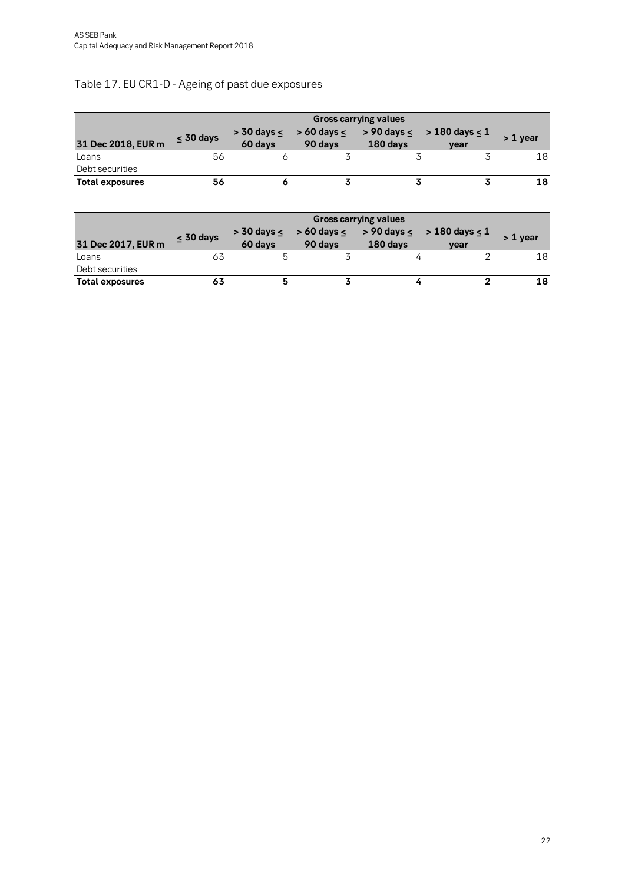## Table 17. EU CR1-D - Ageing of past due exposures

| | Gross carrying values | | | | | |
|---|---|---|---|---|---|---|
| **31 Dec 2018, EUR m** | **≤ 30 days** | **> 30 days ≤ 60 days** | **> 60 days ≤ 90 days** | **> 90 days ≤ 180 days** | **> 180 days ≤ 1 year** | **> 1 year** |
| Loans | 56 | 6 | 3 | 3 | 3 | 18 |
| Debt securities | | | | | | |
| **Total exposures** | **56** | **6** | **3** | **3** | **3** | **18** |

| | Gross carrying values | | | | | |
|---|---|---|---|---|---|---|
| **31 Dec 2017, EUR m** | **≤ 30 days** | **> 30 days ≤ 60 days** | **> 60 days ≤ 90 days** | **> 90 days ≤ 180 days** | **> 180 days ≤ 1 year** | **> 1 year** |
| Loans | 63 | 5 | 3 | 4 | 2 | 18 |
| Debt securities | | | | | | |
| **Total exposures** | **63** | **5** | **3** | **4** | **2** | **18** |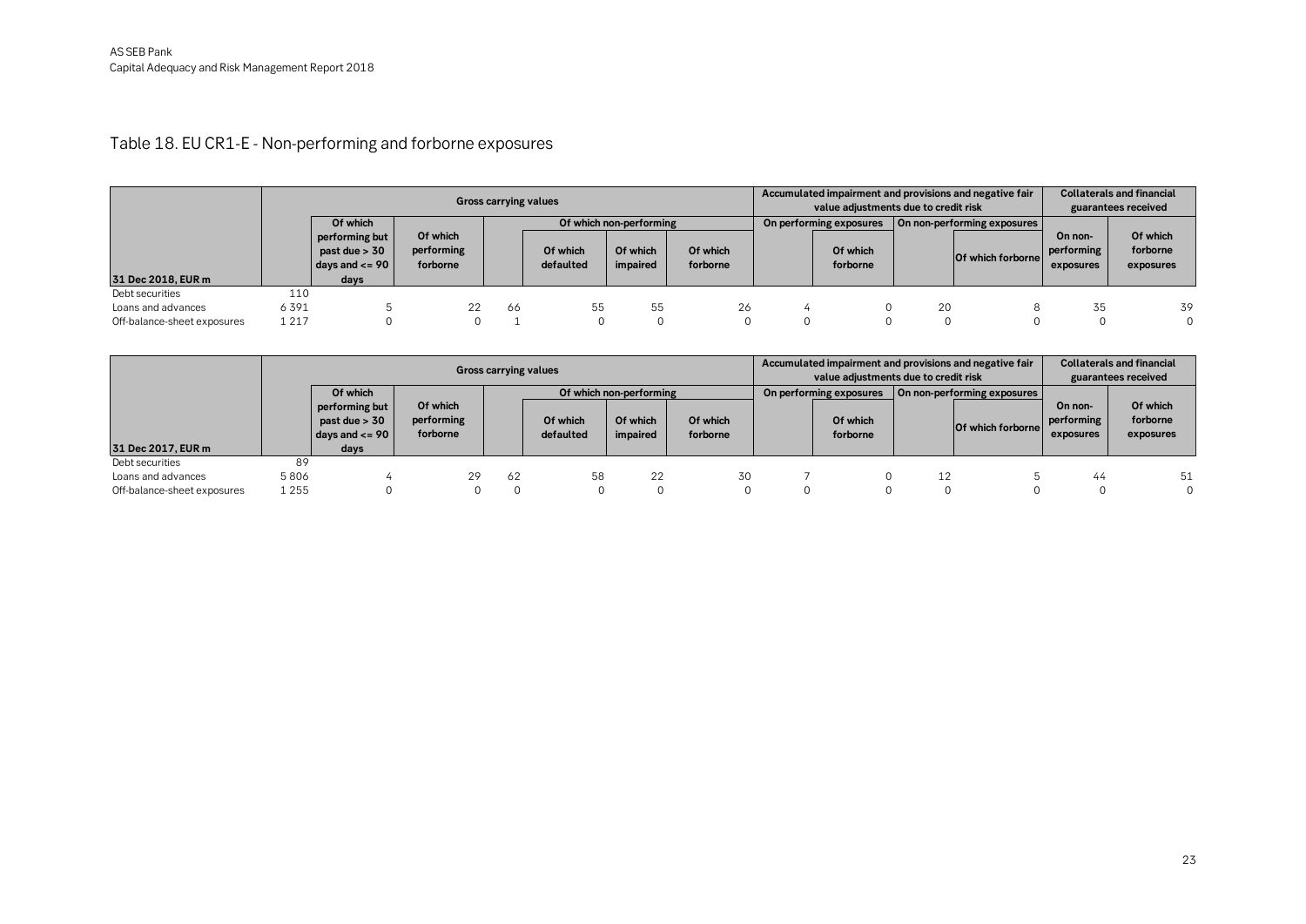## Table 18. EU CR1-E - Non-performing and forborne exposures

| 31 Dec 2018, EUR m | Gross carrying values | | | | | | | Accumulated impairment and provisions and negative fair value adjustments due to credit risk | | | | Collaterals and financial guarantees received | |
|---|---|---|---|---|---|---|---|---|---|---|---|---|---|
| | | Of which performing but past due > 30 days and <= 90 days | Of which performing forborne | Of which non-performing | | | | On performing exposures | | On non-performing exposures | | On non-performing exposures | Of which forborne exposures |
| | | | | | Of which defaulted | Of which impaired | Of which forborne | | Of which forborne | | Of which forborne | | |
| Debt securities | 110 | | | | | | | | | | | | |
| Loans and advances | 6 391 | 5 | 22 | 66 | 55 | 55 | 26 | 4 | 0 | 20 | 8 | 35 | 39 |
| Off-balance-sheet exposures | 1 217 | 0 | 0 | 1 | 0 | 0 | 0 | 0 | 0 | 0 | 0 | 0 | 0 |

| 31 Dec 2017, EUR m | Gross carrying values | | | | | | | Accumulated impairment and provisions and negative fair value adjustments due to credit risk | | | | Collaterals and financial guarantees received | |
|---|---|---|---|---|---|---|---|---|---|---|---|---|---|
| | | Of which performing but past due > 30 days and <= 90 days | Of which performing forborne | Of which non-performing | | | | On performing exposures | | On non-performing exposures | | On non-performing exposures | Of which forborne exposures |
| | | | | | Of which defaulted | Of which impaired | Of which forborne | | Of which forborne | | Of which forborne | | |
| Debt securities | 89 | | | | | | | | | | | | |
| Loans and advances | 5 806 | 4 | 29 | 62 | 58 | 22 | 30 | 7 | 0 | 12 | 5 | 44 | 51 |
| Off-balance-sheet exposures | 1 255 | 0 | 0 | 0 | 0 | 0 | 0 | 0 | 0 | 0 | 0 | 0 | 0 |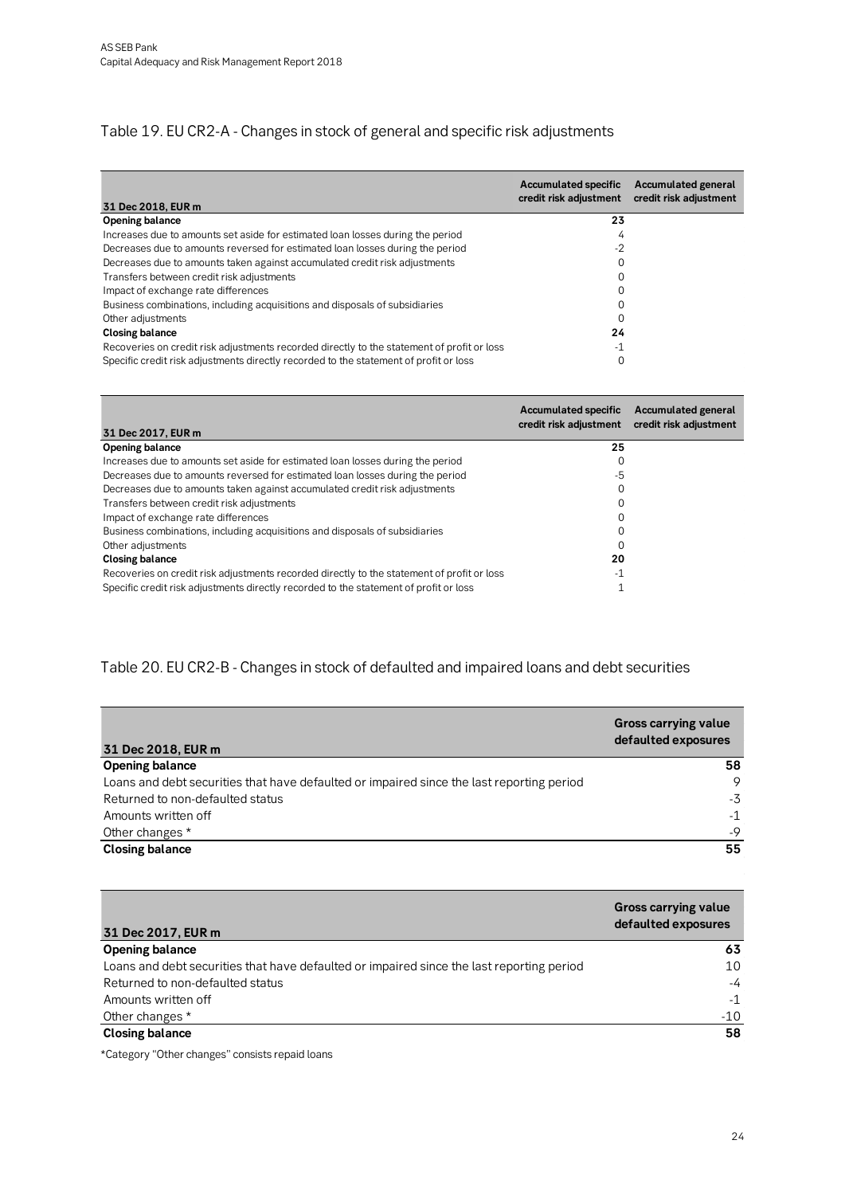## Table 19. EU CR2-A - Changes in stock of general and specific risk adjustments

| 31 Dec 2018, EUR m | Accumulated specific credit risk adjustment | Accumulated general credit risk adjustment |
|---|---|---|
| **Opening balance** | **23** | |
| Increases due to amounts set aside for estimated loan losses during the period | 4 | |
| Decreases due to amounts reversed for estimated loan losses during the period | -2 | |
| Decreases due to amounts taken against accumulated credit risk adjustments | 0 | |
| Transfers between credit risk adjustments | 0 | |
| Impact of exchange rate differences | 0 | |
| Business combinations, including acquisitions and disposals of subsidiaries | 0 | |
| Other adjustments | 0 | |
| **Closing balance** | **24** | |
| Recoveries on credit risk adjustments recorded directly to the statement of profit or loss | -1 | |
| Specific credit risk adjustments directly recorded to the statement of profit or loss | 0 | |

| 31 Dec 2017, EUR m | Accumulated specific credit risk adjustment | Accumulated general credit risk adjustment |
|---|---|---|
| **Opening balance** | **25** | |
| Increases due to amounts set aside for estimated loan losses during the period | 0 | |
| Decreases due to amounts reversed for estimated loan losses during the period | -5 | |
| Decreases due to amounts taken against accumulated credit risk adjustments | 0 | |
| Transfers between credit risk adjustments | 0 | |
| Impact of exchange rate differences | 0 | |
| Business combinations, including acquisitions and disposals of subsidiaries | 0 | |
| Other adjustments | 0 | |
| **Closing balance** | **20** | |
| Recoveries on credit risk adjustments recorded directly to the statement of profit or loss | -1 | |
| Specific credit risk adjustments directly recorded to the statement of profit or loss | 1 | |

## Table 20. EU CR2-B - Changes in stock of defaulted and impaired loans and debt securities

| 31 Dec 2018, EUR m | Gross carrying value defaulted exposures |
|---|---|
| **Opening balance** | **58** |
| Loans and debt securities that have defaulted or impaired since the last reporting period | 9 |
| Returned to non-defaulted status | -3 |
| Amounts written off | -1 |
| Other changes * | -9 |
| **Closing balance** | **55** |

| 31 Dec 2017, EUR m | Gross carrying value defaulted exposures |
|---|---|
| **Opening balance** | **63** |
| Loans and debt securities that have defaulted or impaired since the last reporting period | 10 |
| Returned to non-defaulted status | -4 |
| Amounts written off | -1 |
| Other changes * | -10 |
| **Closing balance** | **58** |

*Category "Other changes" consists repaid loans